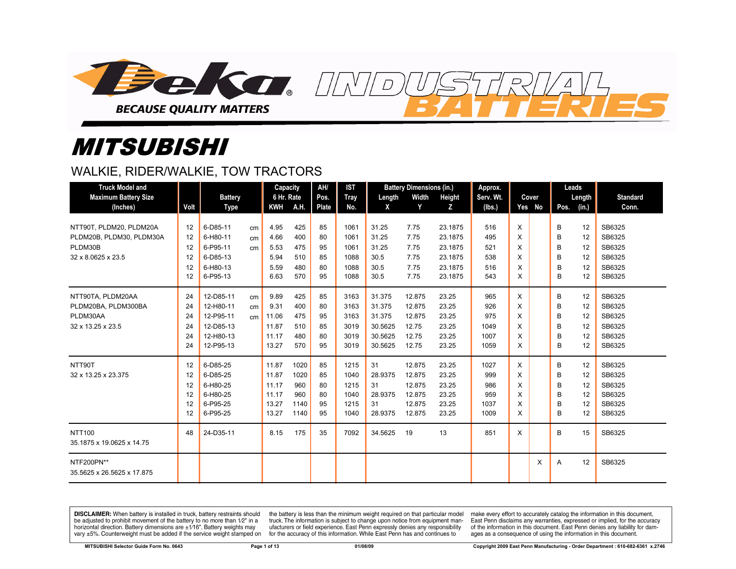Deka — BECAUSE QUALITY MATTERS — INDUSTRIAL BATTERIES

# MITSUBISHI

## WALKIE, RIDER/WALKIE, TOW TRACTORS

| Truck Model and Maximum Battery Size (Inches) | Volt | Battery Type | | Capacity 6 Hr. Rate KWH | A.H. | AH/ Pos. Plate | IST Tray No. | Battery Dimensions (in.) Length X | Width Y | Height Z | Approx. Serv. Wt. (lbs.) | Cover Yes | No | Leads Pos. | Length (in.) | Standard Conn. |
|---|---|---|---|---|---|---|---|---|---|---|---|---|---|---|---|---|
| NTT90T, PLDM20, PLDM20A | 12 | 6-D85-11 | cm | 4.95 | 425 | 85 | 1061 | 31.25 | 7.75 | 23.1875 | 516 | X | | B | 12 | SB6325 |
| PLDM20B, PLDM30, PLDM30A | 12 | 6-H80-11 | cm | 4.66 | 400 | 80 | 1061 | 31.25 | 7.75 | 23.1875 | 495 | X | | B | 12 | SB6325 |
| PLDM30B | 12 | 6-P95-11 | cm | 5.53 | 475 | 95 | 1061 | 31.25 | 7.75 | 23.1875 | 521 | X | | B | 12 | SB6325 |
| 32 x 8.0625 x 23.5 | 12 | 6-D85-13 | | 5.94 | 510 | 85 | 1088 | 30.5 | 7.75 | 23.1875 | 538 | X | | B | 12 | SB6325 |
| | 12 | 6-H80-13 | | 5.59 | 480 | 80 | 1088 | 30.5 | 7.75 | 23.1875 | 516 | X | | B | 12 | SB6325 |
| | 12 | 6-P95-13 | | 6.63 | 570 | 95 | 1088 | 30.5 | 7.75 | 23.1875 | 543 | X | | B | 12 | SB6325 |
| NTT90TA, PLDM20AA | 24 | 12-D85-11 | cm | 9.89 | 425 | 85 | 3163 | 31.375 | 12.875 | 23.25 | 965 | X | | B | 12 | SB6325 |
| PLDM20BA, PLDM300BA | 24 | 12-H80-11 | cm | 9.31 | 400 | 80 | 3163 | 31.375 | 12.875 | 23.25 | 926 | X | | B | 12 | SB6325 |
| PLDM30AA | 24 | 12-P95-11 | cm | 11.06 | 475 | 95 | 3163 | 31.375 | 12.875 | 23.25 | 975 | X | | B | 12 | SB6325 |
| 32 x 13.25 x 23.5 | 24 | 12-D85-13 | | 11.87 | 510 | 85 | 3019 | 30.5625 | 12.75 | 23.25 | 1049 | X | | B | 12 | SB6325 |
| | 24 | 12-H80-13 | | 11.17 | 480 | 80 | 3019 | 30.5625 | 12.75 | 23.25 | 1007 | X | | B | 12 | SB6325 |
| | 24 | 12-P95-13 | | 13.27 | 570 | 95 | 3019 | 30.5625 | 12.75 | 23.25 | 1059 | X | | B | 12 | SB6325 |
| NTT90T | 12 | 6-D85-25 | | 11.87 | 1020 | 85 | 1215 | 31 | 12.875 | 23.25 | 1027 | X | | B | 12 | SB6325 |
| 32 x 13.25 x 23.375 | 12 | 6-D85-25 | | 11.87 | 1020 | 85 | 1040 | 28.9375 | 12.875 | 23.25 | 999 | X | | B | 12 | SB6325 |
| | 12 | 6-H80-25 | | 11.17 | 960 | 80 | 1215 | 31 | 12.875 | 23.25 | 986 | X | | B | 12 | SB6325 |
| | 12 | 6-H80-25 | | 11.17 | 960 | 80 | 1040 | 28.9375 | 12.875 | 23.25 | 959 | X | | B | 12 | SB6325 |
| | 12 | 6-P95-25 | | 13.27 | 1140 | 95 | 1215 | 31 | 12.875 | 23.25 | 1037 | X | | B | 12 | SB6325 |
| | 12 | 6-P95-25 | | 13.27 | 1140 | 95 | 1040 | 28.9375 | 12.875 | 23.25 | 1009 | X | | B | 12 | SB6325 |
| NTT100 | 48 | 24-D35-11 | | 8.15 | 175 | 35 | 7092 | 34.5625 | 19 | 13 | 851 | X | | B | 15 | SB6325 |
| 35.1875 x 19.0625 x 14.75 | | | | | | | | | | | | | | | | |
| NTF200PN** | | | | | | | | | | | | | X | A | 12 | SB6325 |
| 35.5625 x 26.5625 x 17.875 | | | | | | | | | | | | | | | | |

**DISCLAIMER:** When battery is installed in truck, battery restraints should be adjusted to prohibit movement of the battery to no more than 1⁄2" in a horizontal direction. Battery dimensions are ±1⁄16". Battery weights may vary ±5%. Counterweight must be added if the service weight stamped on the battery is less than the minimum weight required on that particular model truck. The information is subject to change upon notice from equipment manufacturers or field experience. East Penn expressly denies any responsibility for the accuracy of this information. While East Penn has and continues to make every effort to accurately catalog the information in this document, East Penn disclaims any warranties, expressed or implied, for the accuracy of the information in this document. East Penn denies any liability for damages as a consequence of using the information in this document.

MITSUBISHI Selector Guide Form No. 0643 — 01/08/09 — Copyright 2009 East Penn Manufacturing - Order Department : 610-682-6361 x.2746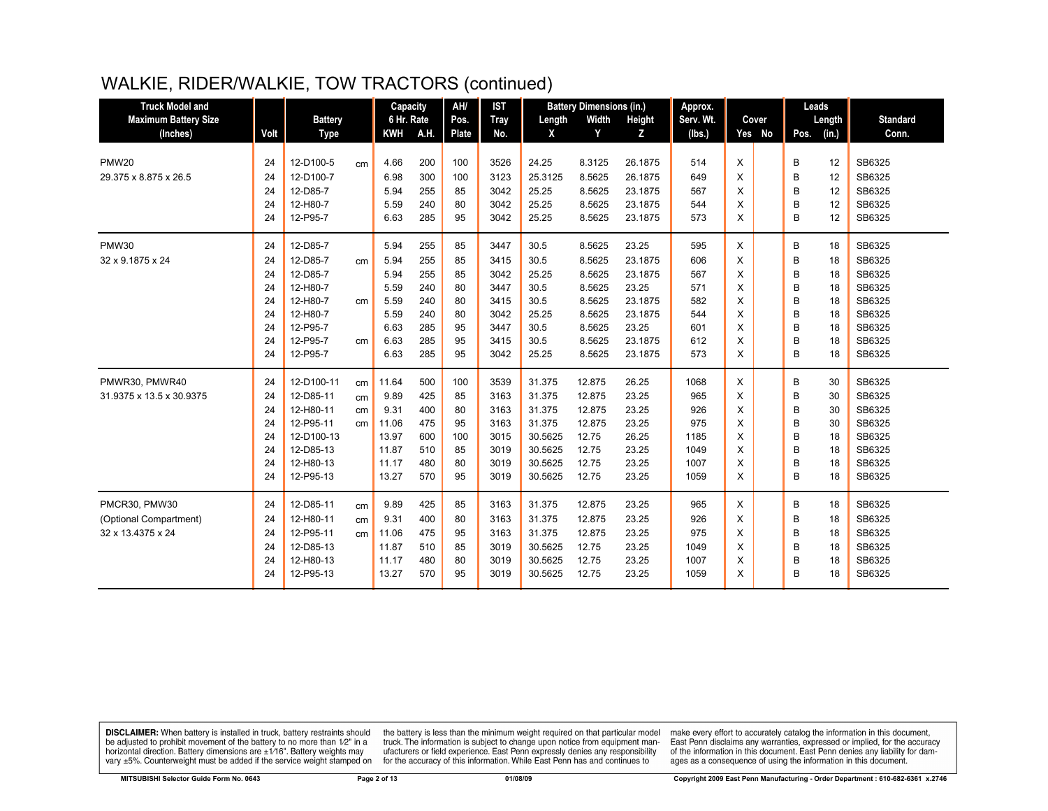# WALKIE, RIDER/WALKIE, TOW TRACTORS (continued)

| Truck Model and Maximum Battery Size (Inches) | Volt | Battery Type | | Capacity 6 Hr. Rate KWH | A.H. | AH/ Pos. Plate | IST Tray No. | Battery Dimensions (in.) Length X | Width Y | Height Z | Approx. Serv. Wt. (lbs.) | Cover Yes | No | Leads Pos. | Length (in.) | Standard Conn. |
|---|---|---|---|---|---|---|---|---|---|---|---|---|---|---|---|---|
| PMW20 | 24 | 12-D100-5 | cm | 4.66 | 200 | 100 | 3526 | 24.25 | 8.3125 | 26.1875 | 514 | X | | B | 12 | SB6325 |
| 29.375 x 8.875 x 26.5 | 24 | 12-D100-7 | | 6.98 | 300 | 100 | 3123 | 25.3125 | 8.5625 | 26.1875 | 649 | X | | B | 12 | SB6325 |
| | 24 | 12-D85-7 | | 5.94 | 255 | 85 | 3042 | 25.25 | 8.5625 | 23.1875 | 567 | X | | B | 12 | SB6325 |
| | 24 | 12-H80-7 | | 5.59 | 240 | 80 | 3042 | 25.25 | 8.5625 | 23.1875 | 544 | X | | B | 12 | SB6325 |
| | 24 | 12-P95-7 | | 6.63 | 285 | 95 | 3042 | 25.25 | 8.5625 | 23.1875 | 573 | X | | B | 12 | SB6325 |
| PMW30 | 24 | 12-D85-7 | | 5.94 | 255 | 85 | 3447 | 30.5 | 8.5625 | 23.25 | 595 | X | | B | 18 | SB6325 |
| 32 x 9.1875 x 24 | 24 | 12-D85-7 | cm | 5.94 | 255 | 85 | 3415 | 30.5 | 8.5625 | 23.1875 | 606 | X | | B | 18 | SB6325 |
| | 24 | 12-D85-7 | | 5.94 | 255 | 85 | 3042 | 25.25 | 8.5625 | 23.1875 | 567 | X | | B | 18 | SB6325 |
| | 24 | 12-H80-7 | | 5.59 | 240 | 80 | 3447 | 30.5 | 8.5625 | 23.25 | 571 | X | | B | 18 | SB6325 |
| | 24 | 12-H80-7 | cm | 5.59 | 240 | 80 | 3415 | 30.5 | 8.5625 | 23.1875 | 582 | X | | B | 18 | SB6325 |
| | 24 | 12-H80-7 | | 5.59 | 240 | 80 | 3042 | 25.25 | 8.5625 | 23.1875 | 544 | X | | B | 18 | SB6325 |
| | 24 | 12-P95-7 | | 6.63 | 285 | 95 | 3447 | 30.5 | 8.5625 | 23.25 | 601 | X | | B | 18 | SB6325 |
| | 24 | 12-P95-7 | cm | 6.63 | 285 | 95 | 3415 | 30.5 | 8.5625 | 23.1875 | 612 | X | | B | 18 | SB6325 |
| | 24 | 12-P95-7 | | 6.63 | 285 | 95 | 3042 | 25.25 | 8.5625 | 23.1875 | 573 | X | | B | 18 | SB6325 |
| PMWR30, PMWR40 | 24 | 12-D100-11 | cm | 11.64 | 500 | 100 | 3539 | 31.375 | 12.875 | 26.25 | 1068 | X | | B | 30 | SB6325 |
| 31.9375 x 13.5 x 30.9375 | 24 | 12-D85-11 | cm | 9.89 | 425 | 85 | 3163 | 31.375 | 12.875 | 23.25 | 965 | X | | B | 30 | SB6325 |
| | 24 | 12-H80-11 | cm | 9.31 | 400 | 80 | 3163 | 31.375 | 12.875 | 23.25 | 926 | X | | B | 30 | SB6325 |
| | 24 | 12-P95-11 | cm | 11.06 | 475 | 95 | 3163 | 31.375 | 12.875 | 23.25 | 975 | X | | B | 30 | SB6325 |
| | 24 | 12-D100-13 | | 13.97 | 600 | 100 | 3015 | 30.5625 | 12.75 | 26.25 | 1185 | X | | B | 18 | SB6325 |
| | 24 | 12-D85-13 | | 11.87 | 510 | 85 | 3019 | 30.5625 | 12.75 | 23.25 | 1049 | X | | B | 18 | SB6325 |
| | 24 | 12-H80-13 | | 11.17 | 480 | 80 | 3019 | 30.5625 | 12.75 | 23.25 | 1007 | X | | B | 18 | SB6325 |
| | 24 | 12-P95-13 | | 13.27 | 570 | 95 | 3019 | 30.5625 | 12.75 | 23.25 | 1059 | X | | B | 18 | SB6325 |
| PMCR30, PMW30 | 24 | 12-D85-11 | cm | 9.89 | 425 | 85 | 3163 | 31.375 | 12.875 | 23.25 | 965 | X | | B | 18 | SB6325 |
| (Optional Compartment) | 24 | 12-H80-11 | cm | 9.31 | 400 | 80 | 3163 | 31.375 | 12.875 | 23.25 | 926 | X | | B | 18 | SB6325 |
| 32 x 13.4375 x 24 | 24 | 12-P95-11 | cm | 11.06 | 475 | 95 | 3163 | 31.375 | 12.875 | 23.25 | 975 | X | | B | 18 | SB6325 |
| | 24 | 12-D85-13 | | 11.87 | 510 | 85 | 3019 | 30.5625 | 12.75 | 23.25 | 1049 | X | | B | 18 | SB6325 |
| | 24 | 12-H80-13 | | 11.17 | 480 | 80 | 3019 | 30.5625 | 12.75 | 23.25 | 1007 | X | | B | 18 | SB6325 |
| | 24 | 12-P95-13 | | 13.27 | 570 | 95 | 3019 | 30.5625 | 12.75 | 23.25 | 1059 | X | | B | 18 | SB6325 |

**DISCLAIMER:** When battery is installed in truck, battery restraints should be adjusted to prohibit movement of the battery to no more than 1⁄2" in a horizontal direction. Battery dimensions are ±1⁄16". Battery weights may vary ±5%. Counterweight must be added if the service weight stamped on the battery is less than the minimum weight required on that particular model truck. The information is subject to change upon notice from equipment manufacturers or field experience. East Penn expressly denies any responsibility for the accuracy of this information. While East Penn has and continues to make every effort to accurately catalog the information in this document, East Penn disclaims any warranties, expressed or implied, for the accuracy of the information in this document. East Penn denies any liability for damages as a consequence of using the information in this document.

MITSUBISHI Selector Guide Form No. 0643 — 01/08/09 — Copyright 2009 East Penn Manufacturing - Order Department : 610-682-6361 x.2746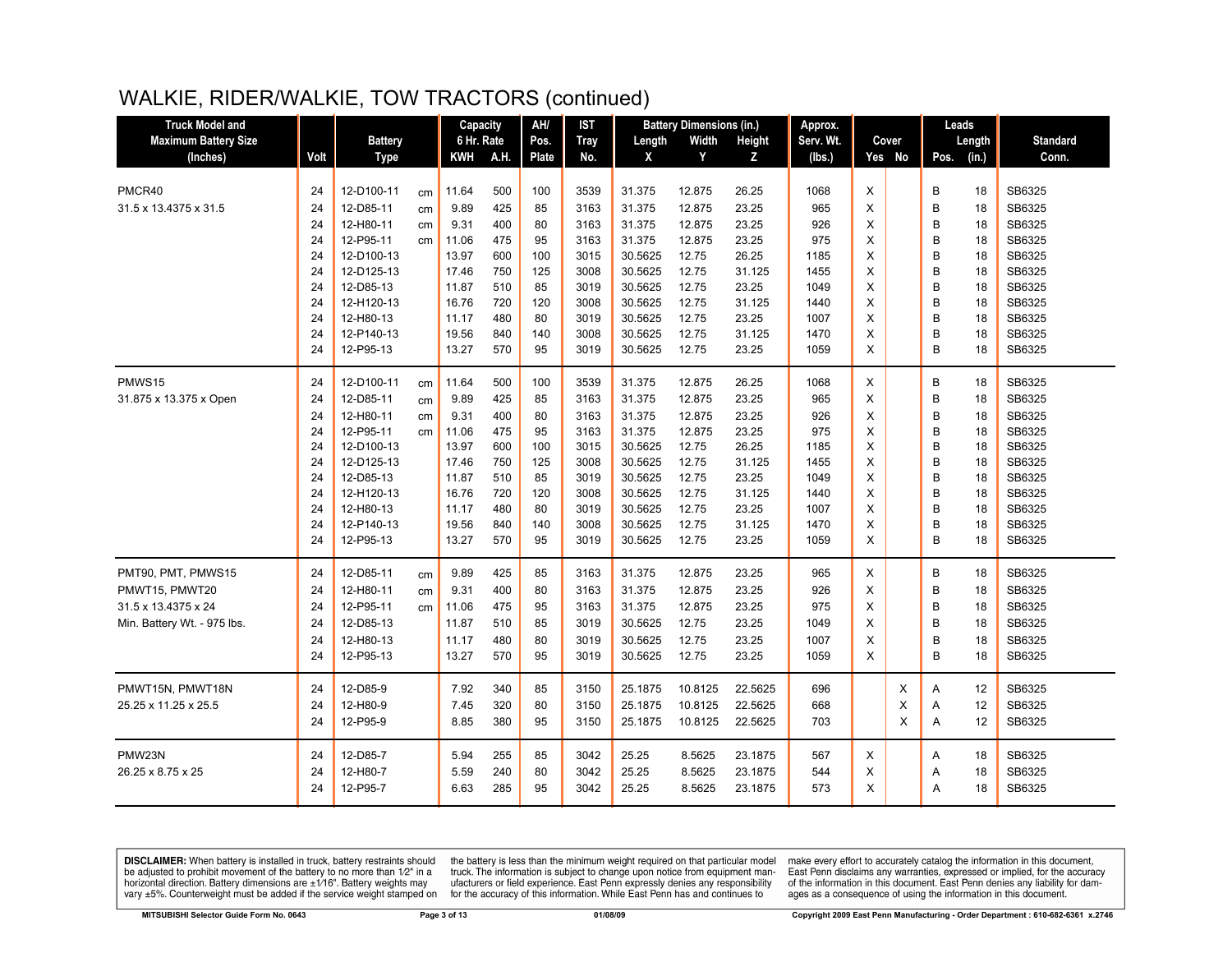# WALKIE, RIDER/WALKIE, TOW TRACTORS (continued)

| Truck Model and Maximum Battery Size (Inches) | Volt | Battery Type | | Capacity 6 Hr. Rate KWH | A.H. | AH/ Pos. Plate | IST Tray No. | Battery Dimensions (in.) Length X | Width Y | Height Z | Approx. Serv. Wt. (lbs.) | Cover Yes | No | Leads Pos. | Length (in.) | Standard Conn. |
|---|---|---|---|---|---|---|---|---|---|---|---|---|---|---|---|---|
| PMCR40 | 24 | 12-D100-11 | cm | 11.64 | 500 | 100 | 3539 | 31.375 | 12.875 | 26.25 | 1068 | X | | B | 18 | SB6325 |
| 31.5 x 13.4375 x 31.5 | 24 | 12-D85-11 | cm | 9.89 | 425 | 85 | 3163 | 31.375 | 12.875 | 23.25 | 965 | X | | B | 18 | SB6325 |
| | 24 | 12-H80-11 | cm | 9.31 | 400 | 80 | 3163 | 31.375 | 12.875 | 23.25 | 926 | X | | B | 18 | SB6325 |
| | 24 | 12-P95-11 | cm | 11.06 | 475 | 95 | 3163 | 31.375 | 12.875 | 23.25 | 975 | X | | B | 18 | SB6325 |
| | 24 | 12-D100-13 | | 13.97 | 600 | 100 | 3015 | 30.5625 | 12.75 | 26.25 | 1185 | X | | B | 18 | SB6325 |
| | 24 | 12-D125-13 | | 17.46 | 750 | 125 | 3008 | 30.5625 | 12.75 | 31.125 | 1455 | X | | B | 18 | SB6325 |
| | 24 | 12-D85-13 | | 11.87 | 510 | 85 | 3019 | 30.5625 | 12.75 | 23.25 | 1049 | X | | B | 18 | SB6325 |
| | 24 | 12-H120-13 | | 16.76 | 720 | 120 | 3008 | 30.5625 | 12.75 | 31.125 | 1440 | X | | B | 18 | SB6325 |
| | 24 | 12-H80-13 | | 11.17 | 480 | 80 | 3019 | 30.5625 | 12.75 | 23.25 | 1007 | X | | B | 18 | SB6325 |
| | 24 | 12-P140-13 | | 19.56 | 840 | 140 | 3008 | 30.5625 | 12.75 | 31.125 | 1470 | X | | B | 18 | SB6325 |
| | 24 | 12-P95-13 | | 13.27 | 570 | 95 | 3019 | 30.5625 | 12.75 | 23.25 | 1059 | X | | B | 18 | SB6325 |
| PMWS15 | 24 | 12-D100-11 | cm | 11.64 | 500 | 100 | 3539 | 31.375 | 12.875 | 26.25 | 1068 | X | | B | 18 | SB6325 |
| 31.875 x 13.375 x Open | 24 | 12-D85-11 | cm | 9.89 | 425 | 85 | 3163 | 31.375 | 12.875 | 23.25 | 965 | X | | B | 18 | SB6325 |
| | 24 | 12-H80-11 | cm | 9.31 | 400 | 80 | 3163 | 31.375 | 12.875 | 23.25 | 926 | X | | B | 18 | SB6325 |
| | 24 | 12-P95-11 | cm | 11.06 | 475 | 95 | 3163 | 31.375 | 12.875 | 23.25 | 975 | X | | B | 18 | SB6325 |
| | 24 | 12-D100-13 | | 13.97 | 600 | 100 | 3015 | 30.5625 | 12.75 | 26.25 | 1185 | X | | B | 18 | SB6325 |
| | 24 | 12-D125-13 | | 17.46 | 750 | 125 | 3008 | 30.5625 | 12.75 | 31.125 | 1455 | X | | B | 18 | SB6325 |
| | 24 | 12-D85-13 | | 11.87 | 510 | 85 | 3019 | 30.5625 | 12.75 | 23.25 | 1049 | X | | B | 18 | SB6325 |
| | 24 | 12-H120-13 | | 16.76 | 720 | 120 | 3008 | 30.5625 | 12.75 | 31.125 | 1440 | X | | B | 18 | SB6325 |
| | 24 | 12-H80-13 | | 11.17 | 480 | 80 | 3019 | 30.5625 | 12.75 | 23.25 | 1007 | X | | B | 18 | SB6325 |
| | 24 | 12-P140-13 | | 19.56 | 840 | 140 | 3008 | 30.5625 | 12.75 | 31.125 | 1470 | X | | B | 18 | SB6325 |
| | 24 | 12-P95-13 | | 13.27 | 570 | 95 | 3019 | 30.5625 | 12.75 | 23.25 | 1059 | X | | B | 18 | SB6325 |
| PMT90, PMT, PMWS15 | 24 | 12-D85-11 | cm | 9.89 | 425 | 85 | 3163 | 31.375 | 12.875 | 23.25 | 965 | X | | B | 18 | SB6325 |
| PMWT15, PMWT20 | 24 | 12-H80-11 | cm | 9.31 | 400 | 80 | 3163 | 31.375 | 12.875 | 23.25 | 926 | X | | B | 18 | SB6325 |
| 31.5 x 13.4375 x 24 | 24 | 12-P95-11 | cm | 11.06 | 475 | 95 | 3163 | 31.375 | 12.875 | 23.25 | 975 | X | | B | 18 | SB6325 |
| Min. Battery Wt. - 975 lbs. | 24 | 12-D85-13 | | 11.87 | 510 | 85 | 3019 | 30.5625 | 12.75 | 23.25 | 1049 | X | | B | 18 | SB6325 |
| | 24 | 12-H80-13 | | 11.17 | 480 | 80 | 3019 | 30.5625 | 12.75 | 23.25 | 1007 | X | | B | 18 | SB6325 |
| | 24 | 12-P95-13 | | 13.27 | 570 | 95 | 3019 | 30.5625 | 12.75 | 23.25 | 1059 | X | | B | 18 | SB6325 |
| PMWT15N, PMWT18N | 24 | 12-D85-9 | | 7.92 | 340 | 85 | 3150 | 25.1875 | 10.8125 | 22.5625 | 696 | | X | A | 12 | SB6325 |
| 25.25 x 11.25 x 25.5 | 24 | 12-H80-9 | | 7.45 | 320 | 80 | 3150 | 25.1875 | 10.8125 | 22.5625 | 668 | | X | A | 12 | SB6325 |
| | 24 | 12-P95-9 | | 8.85 | 380 | 95 | 3150 | 25.1875 | 10.8125 | 22.5625 | 703 | | X | A | 12 | SB6325 |
| PMW23N | 24 | 12-D85-7 | | 5.94 | 255 | 85 | 3042 | 25.25 | 8.5625 | 23.1875 | 567 | X | | A | 18 | SB6325 |
| 26.25 x 8.75 x 25 | 24 | 12-H80-7 | | 5.59 | 240 | 80 | 3042 | 25.25 | 8.5625 | 23.1875 | 544 | X | | A | 18 | SB6325 |
| | 24 | 12-P95-7 | | 6.63 | 285 | 95 | 3042 | 25.25 | 8.5625 | 23.1875 | 573 | X | | A | 18 | SB6325 |

**DISCLAIMER:** When battery is installed in truck, battery restraints should be adjusted to prohibit movement of the battery to no more than 1⁄2" in a horizontal direction. Battery dimensions are ±1⁄16". Battery weights may vary ±5%. Counterweight must be added if the service weight stamped on the battery is less than the minimum weight required on that particular model truck. The information is subject to change upon notice from equipment manufacturers or field experience. East Penn expressly denies any responsibility for the accuracy of this information. While East Penn has and continues to make every effort to accurately catalog the information in this document, East Penn disclaims any warranties, expressed or implied, for the accuracy of the information in this document. East Penn denies any liability for damages as a consequence of using the information in this document.

MITSUBISHI Selector Guide Form No. 0643 | 01/08/09 | Copyright 2009 East Penn Manufacturing - Order Department : 610-682-6361 x.2746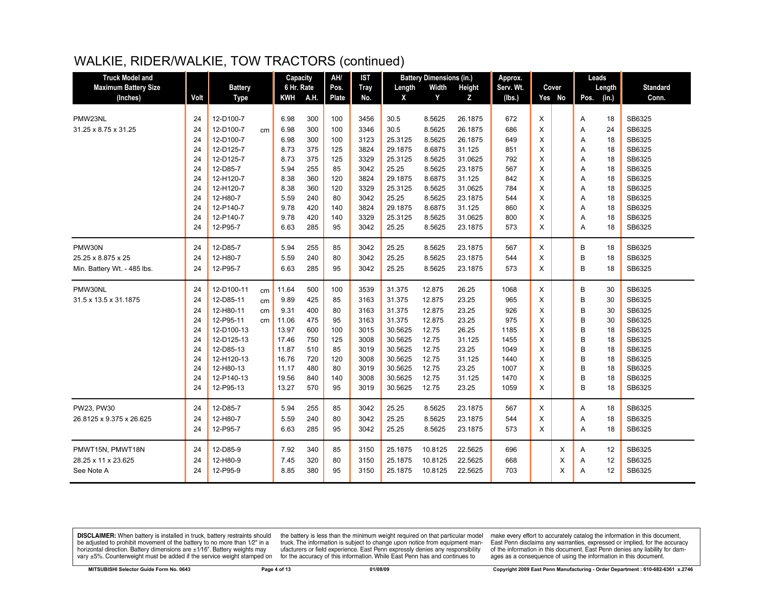## WALKIE, RIDER/WALKIE, TOW TRACTORS (continued)

| Truck Model and Maximum Battery Size (Inches) | Volt | Battery Type | | Capacity 6 Hr. Rate KWH | A.H. | AH/ Pos. Plate | IST Tray No. | Battery Dimensions (in.) Length X | Width Y | Height Z | Approx. Serv. Wt. (lbs.) | Cover Yes | No | Leads Pos. | Length (in.) | Standard Conn. |
|---|---|---|---|---|---|---|---|---|---|---|---|---|---|---|---|---|
| PMW23NL | 24 | 12-D100-7 | | 6.98 | 300 | 100 | 3456 | 30.5 | 8.5625 | 26.1875 | 672 | X | | A | 18 | SB6325 |
| 31.25 x 8.75 x 31.25 | 24 | 12-D100-7 | cm | 6.98 | 300 | 100 | 3346 | 30.5 | 8.5625 | 26.1875 | 686 | X | | A | 24 | SB6325 |
| | 24 | 12-D100-7 | | 6.98 | 300 | 100 | 3123 | 25.3125 | 8.5625 | 26.1875 | 649 | X | | A | 18 | SB6325 |
| | 24 | 12-D125-7 | | 8.73 | 375 | 125 | 3824 | 29.1875 | 8.6875 | 31.125 | 851 | X | | A | 18 | SB6325 |
| | 24 | 12-D125-7 | | 8.73 | 375 | 125 | 3329 | 25.3125 | 8.5625 | 31.0625 | 792 | X | | A | 18 | SB6325 |
| | 24 | 12-D85-7 | | 5.94 | 255 | 85 | 3042 | 25.25 | 8.5625 | 23.1875 | 567 | X | | A | 18 | SB6325 |
| | 24 | 12-H120-7 | | 8.38 | 360 | 120 | 3824 | 29.1875 | 8.6875 | 31.125 | 842 | X | | A | 18 | SB6325 |
| | 24 | 12-H120-7 | | 8.38 | 360 | 120 | 3329 | 25.3125 | 8.5625 | 31.0625 | 784 | X | | A | 18 | SB6325 |
| | 24 | 12-H80-7 | | 5.59 | 240 | 80 | 3042 | 25.25 | 8.5625 | 23.1875 | 544 | X | | A | 18 | SB6325 |
| | 24 | 12-P140-7 | | 9.78 | 420 | 140 | 3824 | 29.1875 | 8.6875 | 31.125 | 860 | X | | A | 18 | SB6325 |
| | 24 | 12-P140-7 | | 9.78 | 420 | 140 | 3329 | 25.3125 | 8.5625 | 31.0625 | 800 | X | | A | 18 | SB6325 |
| | 24 | 12-P95-7 | | 6.63 | 285 | 95 | 3042 | 25.25 | 8.5625 | 23.1875 | 573 | X | | A | 18 | SB6325 |
| PMW30N | 24 | 12-D85-7 | | 5.94 | 255 | 85 | 3042 | 25.25 | 8.5625 | 23.1875 | 567 | X | | B | 18 | SB6325 |
| 25.25 x 8.875 x 25 | 24 | 12-H80-7 | | 5.59 | 240 | 80 | 3042 | 25.25 | 8.5625 | 23.1875 | 544 | X | | B | 18 | SB6325 |
| Min. Battery Wt. - 485 lbs. | 24 | 12-P95-7 | | 6.63 | 285 | 95 | 3042 | 25.25 | 8.5625 | 23.1875 | 573 | X | | B | 18 | SB6325 |
| PMW30NL | 24 | 12-D100-11 | cm | 11.64 | 500 | 100 | 3539 | 31.375 | 12.875 | 26.25 | 1068 | X | | B | 30 | SB6325 |
| 31.5 x 13.5 x 31.1875 | 24 | 12-D85-11 | cm | 9.89 | 425 | 85 | 3163 | 31.375 | 12.875 | 23.25 | 965 | X | | B | 30 | SB6325 |
| | 24 | 12-H80-11 | cm | 9.31 | 400 | 80 | 3163 | 31.375 | 12.875 | 23.25 | 926 | X | | B | 30 | SB6325 |
| | 24 | 12-P95-11 | cm | 11.06 | 475 | 95 | 3163 | 31.375 | 12.875 | 23.25 | 975 | X | | B | 30 | SB6325 |
| | 24 | 12-D100-13 | | 13.97 | 600 | 100 | 3015 | 30.5625 | 12.75 | 26.25 | 1185 | X | | B | 18 | SB6325 |
| | 24 | 12-D125-13 | | 17.46 | 750 | 125 | 3008 | 30.5625 | 12.75 | 31.125 | 1455 | X | | B | 18 | SB6325 |
| | 24 | 12-D85-13 | | 11.87 | 510 | 85 | 3019 | 30.5625 | 12.75 | 23.25 | 1049 | X | | B | 18 | SB6325 |
| | 24 | 12-H120-13 | | 16.76 | 720 | 120 | 3008 | 30.5625 | 12.75 | 31.125 | 1440 | X | | B | 18 | SB6325 |
| | 24 | 12-H80-13 | | 11.17 | 480 | 80 | 3019 | 30.5625 | 12.75 | 23.25 | 1007 | X | | B | 18 | SB6325 |
| | 24 | 12-P140-13 | | 19.56 | 840 | 140 | 3008 | 30.5625 | 12.75 | 31.125 | 1470 | X | | B | 18 | SB6325 |
| | 24 | 12-P95-13 | | 13.27 | 570 | 95 | 3019 | 30.5625 | 12.75 | 23.25 | 1059 | X | | B | 18 | SB6325 |
| PW23, PW30 | 24 | 12-D85-7 | | 5.94 | 255 | 85 | 3042 | 25.25 | 8.5625 | 23.1875 | 567 | X | | A | 18 | SB6325 |
| 26.8125 x 9.375 x 26.625 | 24 | 12-H80-7 | | 5.59 | 240 | 80 | 3042 | 25.25 | 8.5625 | 23.1875 | 544 | X | | A | 18 | SB6325 |
| | 24 | 12-P95-7 | | 6.63 | 285 | 95 | 3042 | 25.25 | 8.5625 | 23.1875 | 573 | X | | A | 18 | SB6325 |
| PMWT15N, PMWT18N | 24 | 12-D85-9 | | 7.92 | 340 | 85 | 3150 | 25.1875 | 10.8125 | 22.5625 | 696 | | X | A | 12 | SB6325 |
| 28.25 x 11 x 23.625 | 24 | 12-H80-9 | | 7.45 | 320 | 80 | 3150 | 25.1875 | 10.8125 | 22.5625 | 668 | | X | A | 12 | SB6325 |
| See Note A | 24 | 12-P95-9 | | 8.85 | 380 | 95 | 3150 | 25.1875 | 10.8125 | 22.5625 | 703 | | X | A | 12 | SB6325 |

**DISCLAIMER:** When battery is installed in truck, battery restraints should be adjusted to prohibit movement of the battery to no more than 1⁄2" in a horizontal direction. Battery dimensions are ±1⁄16". Battery weights may vary ±5%. Counterweight must be added if the service weight stamped on the battery is less than the minimum weight required on that particular model truck. The information is subject to change upon notice from equipment manufacturers or field experience. East Penn expressly denies any responsibility for the accuracy of this information. While East Penn has and continues to make every effort to accurately catalog the information in this document, East Penn disclaims any warranties, expressed or implied, for the accuracy of the information in this document. East Penn denies any liability for damages as a consequence of using the information in this document.

MITSUBISHI Selector Guide Form No. 0643 — 01/08/09 — Copyright 2009 East Penn Manufacturing - Order Department : 610-682-6361 x.2746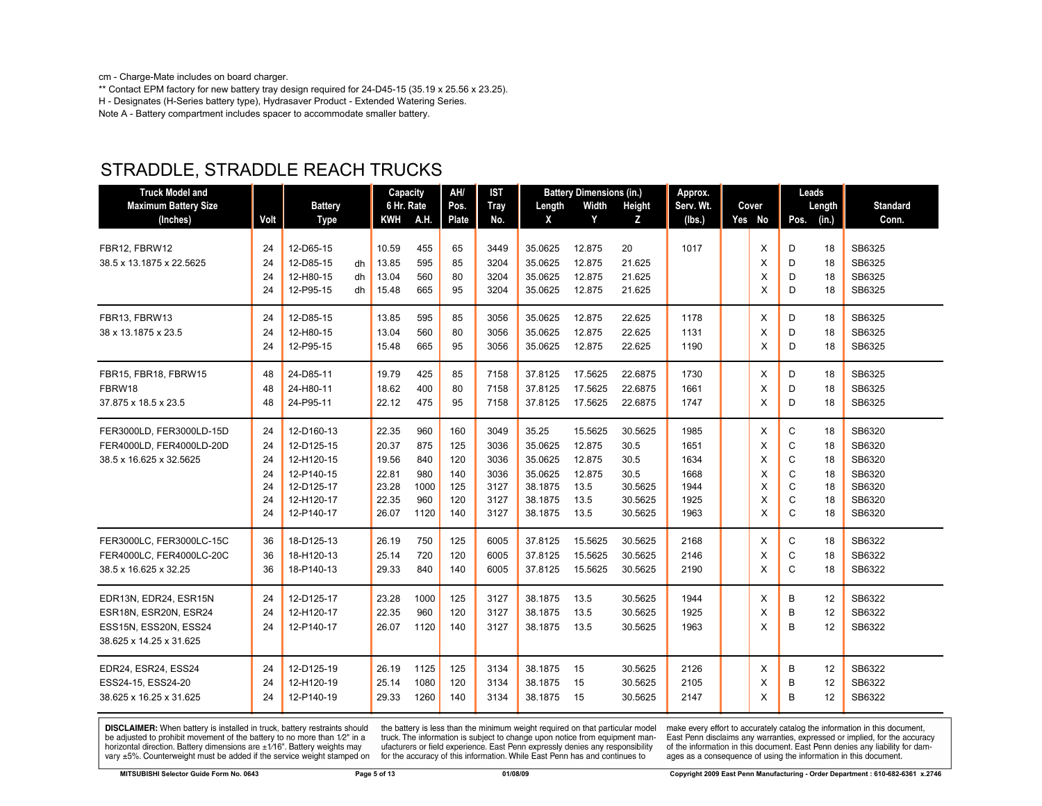cm - Charge-Mate includes on board charger.

** Contact EPM factory for new battery tray design required for 24-D45-15 (35.19 x 25.56 x 23.25).

H - Designates (H-Series battery type), Hydrasaver Product - Extended Watering Series.

Note A - Battery compartment includes spacer to accommodate smaller battery.

## STRADDLE, STRADDLE REACH TRUCKS

| Truck Model and Maximum Battery Size (Inches) | Volt | Battery Type | | Capacity 6 Hr. Rate KWH | A.H. | AH/ Pos. Plate | IST Tray No. | Battery Dimensions (in.) Length X | Width Y | Height Z | Approx. Serv. Wt. (lbs.) | Cover Yes | No | Leads Pos. | Length (in.) | Standard Conn. |
|---|---|---|---|---|---|---|---|---|---|---|---|---|---|---|---|---|
| FBR12, FBRW12 | 24 | 12-D65-15 | | 10.59 | 455 | 65 | 3449 | 35.0625 | 12.875 | 20 | 1017 | | X | D | 18 | SB6325 |
| 38.5 x 13.1875 x 22.5625 | 24 | 12-D85-15 | dh | 13.85 | 595 | 85 | 3204 | 35.0625 | 12.875 | 21.625 | | | X | D | 18 | SB6325 |
| | 24 | 12-H80-15 | dh | 13.04 | 560 | 80 | 3204 | 35.0625 | 12.875 | 21.625 | | | X | D | 18 | SB6325 |
| | 24 | 12-P95-15 | dh | 15.48 | 665 | 95 | 3204 | 35.0625 | 12.875 | 21.625 | | | X | D | 18 | SB6325 |
| FBR13, FBRW13 | 24 | 12-D85-15 | | 13.85 | 595 | 85 | 3056 | 35.0625 | 12.875 | 22.625 | 1178 | | X | D | 18 | SB6325 |
| 38 x 13.1875 x 23.5 | 24 | 12-H80-15 | | 13.04 | 560 | 80 | 3056 | 35.0625 | 12.875 | 22.625 | 1131 | | X | D | 18 | SB6325 |
| | 24 | 12-P95-15 | | 15.48 | 665 | 95 | 3056 | 35.0625 | 12.875 | 22.625 | 1190 | | X | D | 18 | SB6325 |
| FBR15, FBR18, FBRW15 | 48 | 24-D85-11 | | 19.79 | 425 | 85 | 7158 | 37.8125 | 17.5625 | 22.6875 | 1730 | | X | D | 18 | SB6325 |
| FBRW18 | 48 | 24-H80-11 | | 18.62 | 400 | 80 | 7158 | 37.8125 | 17.5625 | 22.6875 | 1661 | | X | D | 18 | SB6325 |
| 37.875 x 18.5 x 23.5 | 48 | 24-P95-11 | | 22.12 | 475 | 95 | 7158 | 37.8125 | 17.5625 | 22.6875 | 1747 | | X | D | 18 | SB6325 |
| FER3000LD, FER3000LD-15D | 24 | 12-D160-13 | | 22.35 | 960 | 160 | 3049 | 35.25 | 15.5625 | 30.5625 | 1985 | | X | C | 18 | SB6320 |
| FER4000LD, FER4000LD-20D | 24 | 12-D125-15 | | 20.37 | 875 | 125 | 3036 | 35.0625 | 12.875 | 30.5 | 1651 | | X | C | 18 | SB6320 |
| 38.5 x 16.625 x 32.5625 | 24 | 12-H120-15 | | 19.56 | 840 | 120 | 3036 | 35.0625 | 12.875 | 30.5 | 1634 | | X | C | 18 | SB6320 |
| | 24 | 12-P140-15 | | 22.81 | 980 | 140 | 3036 | 35.0625 | 12.875 | 30.5 | 1668 | | X | C | 18 | SB6320 |
| | 24 | 12-D125-17 | | 23.28 | 1000 | 125 | 3127 | 38.1875 | 13.5 | 30.5625 | 1944 | | X | C | 18 | SB6320 |
| | 24 | 12-H120-17 | | 22.35 | 960 | 120 | 3127 | 38.1875 | 13.5 | 30.5625 | 1925 | | X | C | 18 | SB6320 |
| | 24 | 12-P140-17 | | 26.07 | 1120 | 140 | 3127 | 38.1875 | 13.5 | 30.5625 | 1963 | | X | C | 18 | SB6320 |
| FER3000LC, FER3000LC-15C | 36 | 18-D125-13 | | 26.19 | 750 | 125 | 6005 | 37.8125 | 15.5625 | 30.5625 | 2168 | | X | C | 18 | SB6322 |
| FER4000LC, FER4000LC-20C | 36 | 18-H120-13 | | 25.14 | 720 | 120 | 6005 | 37.8125 | 15.5625 | 30.5625 | 2146 | | X | C | 18 | SB6322 |
| 38.5 x 16.625 x 32.25 | 36 | 18-P140-13 | | 29.33 | 840 | 140 | 6005 | 37.8125 | 15.5625 | 30.5625 | 2190 | | X | C | 18 | SB6322 |
| EDR13N, EDR24, ESR15N | 24 | 12-D125-17 | | 23.28 | 1000 | 125 | 3127 | 38.1875 | 13.5 | 30.5625 | 1944 | | X | B | 12 | SB6322 |
| ESR18N, ESR20N, ESR24 | 24 | 12-H120-17 | | 22.35 | 960 | 120 | 3127 | 38.1875 | 13.5 | 30.5625 | 1925 | | X | B | 12 | SB6322 |
| ESS15N, ESS20N, ESS24 | 24 | 12-P140-17 | | 26.07 | 1120 | 140 | 3127 | 38.1875 | 13.5 | 30.5625 | 1963 | | X | B | 12 | SB6322 |
| 38.625 x 14.25 x 31.625 | | | | | | | | | | | | | | | | |
| EDR24, ESR24, ESS24 | 24 | 12-D125-19 | | 26.19 | 1125 | 125 | 3134 | 38.1875 | 15 | 30.5625 | 2126 | | X | B | 12 | SB6322 |
| ESS24-15, ESS24-20 | 24 | 12-H120-19 | | 25.14 | 1080 | 120 | 3134 | 38.1875 | 15 | 30.5625 | 2105 | | X | B | 12 | SB6322 |
| 38.625 x 16.25 x 31.625 | 24 | 12-P140-19 | | 29.33 | 1260 | 140 | 3134 | 38.1875 | 15 | 30.5625 | 2147 | | X | B | 12 | SB6322 |

**DISCLAIMER:** When battery is installed in truck, battery restraints should be adjusted to prohibit movement of the battery to no more than 1⁄2" in a horizontal direction. Battery dimensions are ±1⁄16". Battery weights may vary ±5%. Counterweight must be added if the service weight stamped on the battery is less than the minimum weight required on that particular model truck. The information is subject to change upon notice from equipment manufacturers or field experience. East Penn expressly denies any responsibility for the accuracy of this information. While East Penn has and continues to make every effort to accurately catalog the information in this document, East Penn disclaims any warranties, expressed or implied, for the accuracy of the information in this document. East Penn denies any liability for damages as a consequence of using the information in this document.

MITSUBISHI Selector Guide Form No. 0643 | 01/08/09 | Copyright 2009 East Penn Manufacturing - Order Department : 610-682-6361 x.2746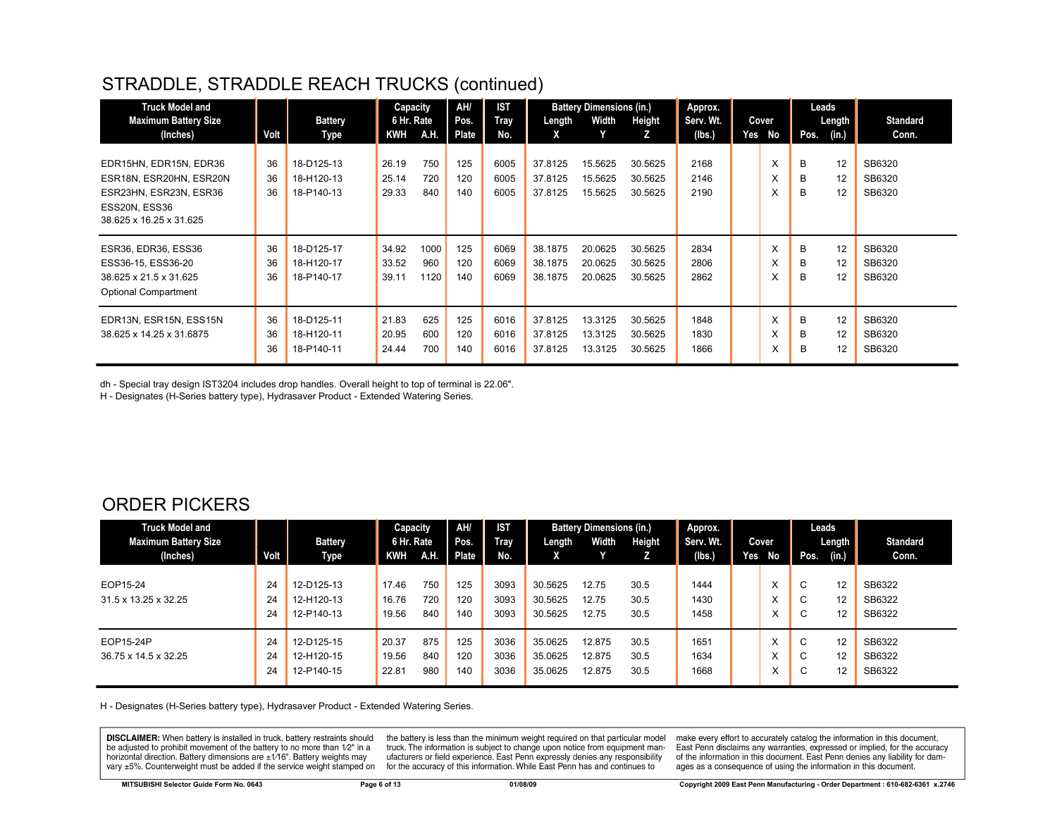## STRADDLE, STRADDLE REACH TRUCKS (continued)

| Truck Model and Maximum Battery Size (Inches) | Volt | Battery Type | Capacity 6 Hr. Rate KWH | A.H. | AH/ Pos. Plate | IST Tray No. | Battery Dimensions (in.) Length X | Width Y | Height Z | Approx. Serv. Wt. (lbs.) | Cover Yes | No | Leads Pos. | Length (in.) | Standard Conn. |
|---|---|---|---|---|---|---|---|---|---|---|---|---|---|---|---|
| EDR15HN, EDR15N, EDR36 | 36 | 18-D125-13 | 26.19 | 750 | 125 | 6005 | 37.8125 | 15.5625 | 30.5625 | 2168 | | X | B | 12 | SB6320 |
| ESR18N, ESR20HN, ESR20N | 36 | 18-H120-13 | 25.14 | 720 | 120 | 6005 | 37.8125 | 15.5625 | 30.5625 | 2146 | | X | B | 12 | SB6320 |
| ESR23HN, ESR23N, ESR36 | 36 | 18-P140-13 | 29.33 | 840 | 140 | 6005 | 37.8125 | 15.5625 | 30.5625 | 2190 | | X | B | 12 | SB6320 |
| ESS20N, ESS36 | | | | | | | | | | | | | | | |
| 38.625 x 16.25 x 31.625 | | | | | | | | | | | | | | | |
| ESR36, EDR36, ESS36 | 36 | 18-D125-17 | 34.92 | 1000 | 125 | 6069 | 38.1875 | 20.0625 | 30.5625 | 2834 | | X | B | 12 | SB6320 |
| ESS36-15, ESS36-20 | 36 | 18-H120-17 | 33.52 | 960 | 120 | 6069 | 38.1875 | 20.0625 | 30.5625 | 2806 | | X | B | 12 | SB6320 |
| 38.625 x 21.5 x 31.625 | 36 | 18-P140-17 | 39.11 | 1120 | 140 | 6069 | 38.1875 | 20.0625 | 30.5625 | 2862 | | X | B | 12 | SB6320 |
| Optional Compartment | | | | | | | | | | | | | | | |
| EDR13N, ESR15N, ESS15N | 36 | 18-D125-11 | 21.83 | 625 | 125 | 6016 | 37.8125 | 13.3125 | 30.5625 | 1848 | | X | B | 12 | SB6320 |
| 38.625 x 14.25 x 31.6875 | 36 | 18-H120-11 | 20.95 | 600 | 120 | 6016 | 37.8125 | 13.3125 | 30.5625 | 1830 | | X | B | 12 | SB6320 |
| | 36 | 18-P140-11 | 24.44 | 700 | 140 | 6016 | 37.8125 | 13.3125 | 30.5625 | 1866 | | X | B | 12 | SB6320 |

dh - Special tray design IST3204 includes drop handles. Overall height to top of terminal is 22.06".
H - Designates (H-Series battery type), Hydrasaver Product - Extended Watering Series.

## ORDER PICKERS

| Truck Model and Maximum Battery Size (Inches) | Volt | Battery Type | Capacity 6 Hr. Rate KWH | A.H. | AH/ Pos. Plate | IST Tray No. | Battery Dimensions (in.) Length X | Width Y | Height Z | Approx. Serv. Wt. (lbs.) | Cover Yes | No | Leads Pos. | Length (in.) | Standard Conn. |
|---|---|---|---|---|---|---|---|---|---|---|---|---|---|---|---|
| EOP15-24 | 24 | 12-D125-13 | 17.46 | 750 | 125 | 3093 | 30.5625 | 12.75 | 30.5 | 1444 | | X | C | 12 | SB6322 |
| 31.5 x 13.25 x 32.25 | 24 | 12-H120-13 | 16.76 | 720 | 120 | 3093 | 30.5625 | 12.75 | 30.5 | 1430 | | X | C | 12 | SB6322 |
| | 24 | 12-P140-13 | 19.56 | 840 | 140 | 3093 | 30.5625 | 12.75 | 30.5 | 1458 | | X | C | 12 | SB6322 |
| EOP15-24P | 24 | 12-D125-15 | 20.37 | 875 | 125 | 3036 | 35.0625 | 12.875 | 30.5 | 1651 | | X | C | 12 | SB6322 |
| 36.75 x 14.5 x 32.25 | 24 | 12-H120-15 | 19.56 | 840 | 120 | 3036 | 35.0625 | 12.875 | 30.5 | 1634 | | X | C | 12 | SB6322 |
| | 24 | 12-P140-15 | 22.81 | 980 | 140 | 3036 | 35.0625 | 12.875 | 30.5 | 1668 | | X | C | 12 | SB6322 |

H - Designates (H-Series battery type), Hydrasaver Product - Extended Watering Series.

**DISCLAIMER:** When battery is installed in truck, battery restraints should be adjusted to prohibit movement of the battery to no more than 1⁄2" in a horizontal direction. Battery dimensions are ±1⁄16". Battery weights may vary ±5%. Counterweight must be added if the service weight stamped on the battery is less than the minimum weight required on that particular model truck. The information is subject to change upon notice from equipment manufacturers or field experience. East Penn expressly denies any responsibility for the accuracy of this information. While East Penn has and continues to make every effort to accurately catalog the information in this document, East Penn disclaims any warranties, expressed or implied, for the accuracy of the information in this document. East Penn denies any liability for damages as a consequence of using the information in this document.

MITSUBISHI Selector Guide Form No. 0643 | 01/08/09 | Copyright 2009 East Penn Manufacturing - Order Department : 610-682-6361 x.2746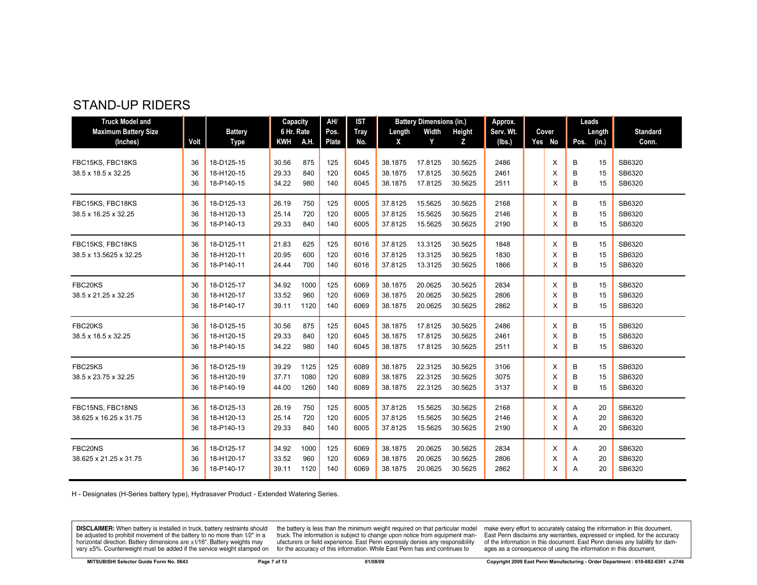# STAND-UP RIDERS

| Truck Model and Maximum Battery Size (Inches) | Volt | Battery Type | Capacity 6 Hr. Rate KWH | A.H. | AH/ Pos. Plate | IST Tray No. | Battery Dimensions (in.) Length X | Width Y | Height Z | Approx. Serv. Wt. (lbs.) | Cover Yes | No | Leads Pos. | Length (in.) | Standard Conn. |
|---|---|---|---|---|---|---|---|---|---|---|---|---|---|---|---|
| FBC15KS, FBC18KS | 36 | 18-D125-15 | 30.56 | 875 | 125 | 6045 | 38.1875 | 17.8125 | 30.5625 | 2486 | | X | B | 15 | SB6320 |
| 38.5 x 18.5 x 32.25 | 36 | 18-H120-15 | 29.33 | 840 | 120 | 6045 | 38.1875 | 17.8125 | 30.5625 | 2461 | | X | B | 15 | SB6320 |
| | 36 | 18-P140-15 | 34.22 | 980 | 140 | 6045 | 38.1875 | 17.8125 | 30.5625 | 2511 | | X | B | 15 | SB6320 |
| FBC15KS, FBC18KS | 36 | 18-D125-13 | 26.19 | 750 | 125 | 6005 | 37.8125 | 15.5625 | 30.5625 | 2168 | | X | B | 15 | SB6320 |
| 38.5 x 16.25 x 32.25 | 36 | 18-H120-13 | 25.14 | 720 | 120 | 6005 | 37.8125 | 15.5625 | 30.5625 | 2146 | | X | B | 15 | SB6320 |
| | 36 | 18-P140-13 | 29.33 | 840 | 140 | 6005 | 37.8125 | 15.5625 | 30.5625 | 2190 | | X | B | 15 | SB6320 |
| FBC15KS, FBC18KS | 36 | 18-D125-11 | 21.83 | 625 | 125 | 6016 | 37.8125 | 13.3125 | 30.5625 | 1848 | | X | B | 15 | SB6320 |
| 38.5 x 13.5625 x 32.25 | 36 | 18-H120-11 | 20.95 | 600 | 120 | 6016 | 37.8125 | 13.3125 | 30.5625 | 1830 | | X | B | 15 | SB6320 |
| | 36 | 18-P140-11 | 24.44 | 700 | 140 | 6016 | 37.8125 | 13.3125 | 30.5625 | 1866 | | X | B | 15 | SB6320 |
| FBC20KS | 36 | 18-D125-17 | 34.92 | 1000 | 125 | 6069 | 38.1875 | 20.0625 | 30.5625 | 2834 | | X | B | 15 | SB6320 |
| 38.5 x 21.25 x 32.25 | 36 | 18-H120-17 | 33.52 | 960 | 120 | 6069 | 38.1875 | 20.0625 | 30.5625 | 2806 | | X | B | 15 | SB6320 |
| | 36 | 18-P140-17 | 39.11 | 1120 | 140 | 6069 | 38.1875 | 20.0625 | 30.5625 | 2862 | | X | B | 15 | SB6320 |
| FBC20KS | 36 | 18-D125-15 | 30.56 | 875 | 125 | 6045 | 38.1875 | 17.8125 | 30.5625 | 2486 | | X | B | 15 | SB6320 |
| 38.5 x 18.5 x 32.25 | 36 | 18-H120-15 | 29.33 | 840 | 120 | 6045 | 38.1875 | 17.8125 | 30.5625 | 2461 | | X | B | 15 | SB6320 |
| | 36 | 18-P140-15 | 34.22 | 980 | 140 | 6045 | 38.1875 | 17.8125 | 30.5625 | 2511 | | X | B | 15 | SB6320 |
| FBC25KS | 36 | 18-D125-19 | 39.29 | 1125 | 125 | 6089 | 38.1875 | 22.3125 | 30.5625 | 3106 | | X | B | 15 | SB6320 |
| 38.5 x 23.75 x 32.25 | 36 | 18-H120-19 | 37.71 | 1080 | 120 | 6089 | 38.1875 | 22.3125 | 30.5625 | 3075 | | X | B | 15 | SB6320 |
| | 36 | 18-P140-19 | 44.00 | 1260 | 140 | 6089 | 38.1875 | 22.3125 | 30.5625 | 3137 | | X | B | 15 | SB6320 |
| FBC15NS, FBC18NS | 36 | 18-D125-13 | 26.19 | 750 | 125 | 6005 | 37.8125 | 15.5625 | 30.5625 | 2168 | | X | A | 20 | SB6320 |
| 38.625 x 16.25 x 31.75 | 36 | 18-H120-13 | 25.14 | 720 | 120 | 6005 | 37.8125 | 15.5625 | 30.5625 | 2146 | | X | A | 20 | SB6320 |
| | 36 | 18-P140-13 | 29.33 | 840 | 140 | 6005 | 37.8125 | 15.5625 | 30.5625 | 2190 | | X | A | 20 | SB6320 |
| FBC20NS | 36 | 18-D125-17 | 34.92 | 1000 | 125 | 6069 | 38.1875 | 20.0625 | 30.5625 | 2834 | | X | A | 20 | SB6320 |
| 38.625 x 21.25 x 31.75 | 36 | 18-H120-17 | 33.52 | 960 | 120 | 6069 | 38.1875 | 20.0625 | 30.5625 | 2806 | | X | A | 20 | SB6320 |
| | 36 | 18-P140-17 | 39.11 | 1120 | 140 | 6069 | 38.1875 | 20.0625 | 30.5625 | 2862 | | X | A | 20 | SB6320 |

H - Designates (H-Series battery type), Hydrasaver Product - Extended Watering Series.

**DISCLAIMER:** When battery is installed in truck, battery restraints should be adjusted to prohibit movement of the battery to no more than 1⁄2" in a horizontal direction. Battery dimensions are ±1⁄16". Battery weights may vary ±5%. Counterweight must be added if the service weight stamped on the battery is less than the minimum weight required on that particular model truck. The information is subject to change upon notice from equipment manufacturers or field experience. East Penn expressly denies any responsibility for the accuracy of this information. While East Penn has and continues to make every effort to accurately catalog the information in this document, East Penn disclaims any warranties, expressed or implied, for the accuracy of the information in this document. East Penn denies any liability for damages as a consequence of using the information in this document.

**MITSUBISHI Selector Guide Form No. 0643** 01/08/09 Copyright 2009 East Penn Manufacturing - Order Department : 610-682-6361 x.2746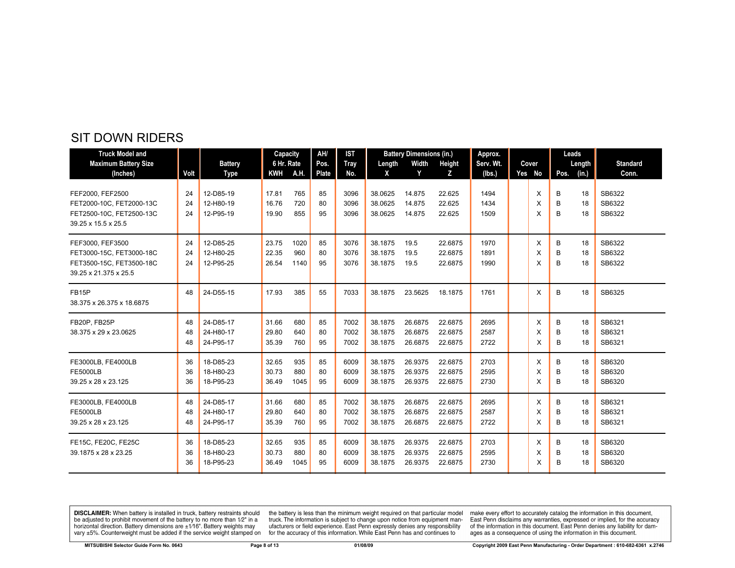# SIT DOWN RIDERS

| Truck Model and Maximum Battery Size (Inches) | Volt | Battery Type | Capacity 6 Hr. Rate KWH | A.H. | AH/ Pos. Plate | IST Tray No. | Battery Dimensions (in.) Length X | Width Y | Height Z | Approx. Serv. Wt. (lbs.) | Cover Yes | No | Leads Pos. | Length (in.) | Standard Conn. |
|---|---|---|---|---|---|---|---|---|---|---|---|---|---|---|---|
| FEF2000, FEF2500 | 24 | 12-D85-19 | 17.81 | 765 | 85 | 3096 | 38.0625 | 14.875 | 22.625 | 1494 | | X | B | 18 | SB6322 |
| FET2000-10C, FET2000-13C | 24 | 12-H80-19 | 16.76 | 720 | 80 | 3096 | 38.0625 | 14.875 | 22.625 | 1434 | | X | B | 18 | SB6322 |
| FET2500-10C, FET2500-13C | 24 | 12-P95-19 | 19.90 | 855 | 95 | 3096 | 38.0625 | 14.875 | 22.625 | 1509 | | X | B | 18 | SB6322 |
| 39.25 x 15.5 x 25.5 | | | | | | | | | | | | | | | |
| FEF3000, FEF3500 | 24 | 12-D85-25 | 23.75 | 1020 | 85 | 3076 | 38.1875 | 19.5 | 22.6875 | 1970 | | X | B | 18 | SB6322 |
| FET3000-15C, FET3000-18C | 24 | 12-H80-25 | 22.35 | 960 | 80 | 3076 | 38.1875 | 19.5 | 22.6875 | 1891 | | X | B | 18 | SB6322 |
| FET3500-15C, FET3500-18C | 24 | 12-P95-25 | 26.54 | 1140 | 95 | 3076 | 38.1875 | 19.5 | 22.6875 | 1990 | | X | B | 18 | SB6322 |
| 39.25 x 21.375 x 25.5 | | | | | | | | | | | | | | | |
| FB15P | 48 | 24-D55-15 | 17.93 | 385 | 55 | 7033 | 38.1875 | 23.5625 | 18.1875 | 1761 | | X | B | 18 | SB6325 |
| 38.375 x 26.375 x 18.6875 | | | | | | | | | | | | | | | |
| FB20P, FB25P | 48 | 24-D85-17 | 31.66 | 680 | 85 | 7002 | 38.1875 | 26.6875 | 22.6875 | 2695 | | X | B | 18 | SB6321 |
| 38.375 x 29 x 23.0625 | 48 | 24-H80-17 | 29.80 | 640 | 80 | 7002 | 38.1875 | 26.6875 | 22.6875 | 2587 | | X | B | 18 | SB6321 |
| | 48 | 24-P95-17 | 35.39 | 760 | 95 | 7002 | 38.1875 | 26.6875 | 22.6875 | 2722 | | X | B | 18 | SB6321 |
| FE3000LB, FE4000LB | 36 | 18-D85-23 | 32.65 | 935 | 85 | 6009 | 38.1875 | 26.9375 | 22.6875 | 2703 | | X | B | 18 | SB6320 |
| FE5000LB | 36 | 18-H80-23 | 30.73 | 880 | 80 | 6009 | 38.1875 | 26.9375 | 22.6875 | 2595 | | X | B | 18 | SB6320 |
| 39.25 x 28 x 23.125 | 36 | 18-P95-23 | 36.49 | 1045 | 95 | 6009 | 38.1875 | 26.9375 | 22.6875 | 2730 | | X | B | 18 | SB6320 |
| FE3000LB, FE4000LB | 48 | 24-D85-17 | 31.66 | 680 | 85 | 7002 | 38.1875 | 26.6875 | 22.6875 | 2695 | | X | B | 18 | SB6321 |
| FE5000LB | 48 | 24-H80-17 | 29.80 | 640 | 80 | 7002 | 38.1875 | 26.6875 | 22.6875 | 2587 | | X | B | 18 | SB6321 |
| 39.25 x 28 x 23.125 | 48 | 24-P95-17 | 35.39 | 760 | 95 | 7002 | 38.1875 | 26.6875 | 22.6875 | 2722 | | X | B | 18 | SB6321 |
| FE15C, FE20C, FE25C | 36 | 18-D85-23 | 32.65 | 935 | 85 | 6009 | 38.1875 | 26.9375 | 22.6875 | 2703 | | X | B | 18 | SB6320 |
| 39.1875 x 28 x 23.25 | 36 | 18-H80-23 | 30.73 | 880 | 80 | 6009 | 38.1875 | 26.9375 | 22.6875 | 2595 | | X | B | 18 | SB6320 |
| | 36 | 18-P95-23 | 36.49 | 1045 | 95 | 6009 | 38.1875 | 26.9375 | 22.6875 | 2730 | | X | B | 18 | SB6320 |

**DISCLAIMER:** When battery is installed in truck, battery restraints should be adjusted to prohibit movement of the battery to no more than 1⁄2" in a horizontal direction. Battery dimensions are ±1⁄16". Battery weights may vary ±5%. Counterweight must be added if the service weight stamped on the battery is less than the minimum weight required on that particular model truck. The information is subject to change upon notice from equipment manufacturers or field experience. East Penn expressly denies any responsibility for the accuracy of this information. While East Penn has and continues to make every effort to accurately catalog the information in this document, East Penn disclaims any warranties, expressed or implied, for the accuracy of the information in this document. East Penn denies any liability for damages as a consequence of using the information in this document.

MITSUBISHI Selector Guide Form No. 0643 — 01/08/09 — Copyright 2009 East Penn Manufacturing - Order Department : 610-682-6361 x.2746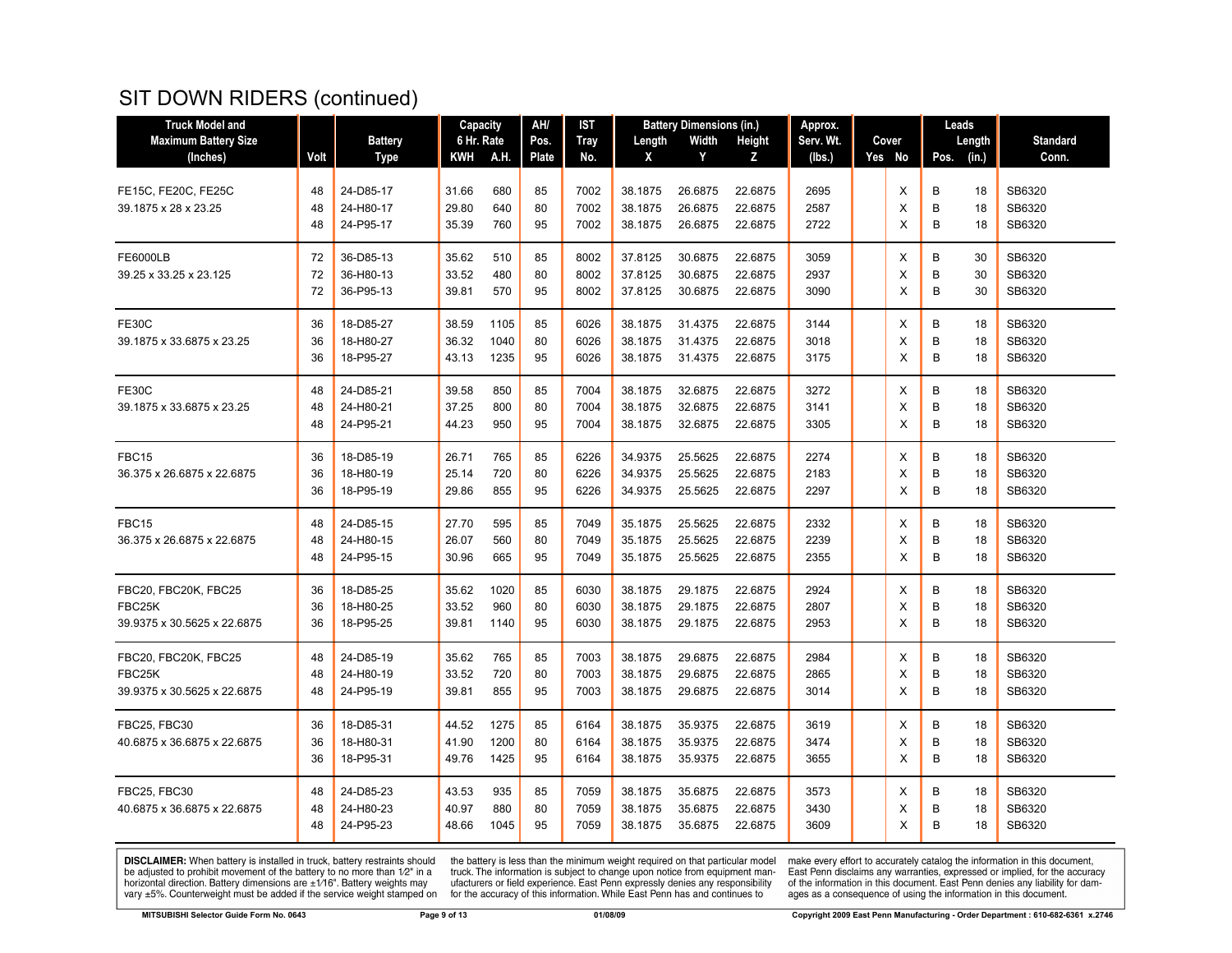# SIT DOWN RIDERS (continued)

| Truck Model and Maximum Battery Size (Inches) | Volt | Battery Type | Capacity 6 Hr. Rate KWH | A.H. | AH/ Pos. Plate | IST Tray No. | Battery Dimensions (in.) Length X | Width Y | Height Z | Approx. Serv. Wt. (lbs.) | Cover Yes | No | Leads Pos. | Length (in.) | Standard Conn. |
|---|---|---|---|---|---|---|---|---|---|---|---|---|---|---|---|
| FE15C, FE20C, FE25C | 48 | 24-D85-17 | 31.66 | 680 | 85 | 7002 | 38.1875 | 26.6875 | 22.6875 | 2695 | | X | B | 18 | SB6320 |
| 39.1875 x 28 x 23.25 | 48 | 24-H80-17 | 29.80 | 640 | 80 | 7002 | 38.1875 | 26.6875 | 22.6875 | 2587 | | X | B | 18 | SB6320 |
| | 48 | 24-P95-17 | 35.39 | 760 | 95 | 7002 | 38.1875 | 26.6875 | 22.6875 | 2722 | | X | B | 18 | SB6320 |
| FE6000LB | 72 | 36-D85-13 | 35.62 | 510 | 85 | 8002 | 37.8125 | 30.6875 | 22.6875 | 3059 | | X | B | 30 | SB6320 |
| 39.25 x 33.25 x 23.125 | 72 | 36-H80-13 | 33.52 | 480 | 80 | 8002 | 37.8125 | 30.6875 | 22.6875 | 2937 | | X | B | 30 | SB6320 |
| | 72 | 36-P95-13 | 39.81 | 570 | 95 | 8002 | 37.8125 | 30.6875 | 22.6875 | 3090 | | X | B | 30 | SB6320 |
| FE30C | 36 | 18-D85-27 | 38.59 | 1105 | 85 | 6026 | 38.1875 | 31.4375 | 22.6875 | 3144 | | X | B | 18 | SB6320 |
| 39.1875 x 33.6875 x 23.25 | 36 | 18-H80-27 | 36.32 | 1040 | 80 | 6026 | 38.1875 | 31.4375 | 22.6875 | 3018 | | X | B | 18 | SB6320 |
| | 36 | 18-P95-27 | 43.13 | 1235 | 95 | 6026 | 38.1875 | 31.4375 | 22.6875 | 3175 | | X | B | 18 | SB6320 |
| FE30C | 48 | 24-D85-21 | 39.58 | 850 | 85 | 7004 | 38.1875 | 32.6875 | 22.6875 | 3272 | | X | B | 18 | SB6320 |
| 39.1875 x 33.6875 x 23.25 | 48 | 24-H80-21 | 37.25 | 800 | 80 | 7004 | 38.1875 | 32.6875 | 22.6875 | 3141 | | X | B | 18 | SB6320 |
| | 48 | 24-P95-21 | 44.23 | 950 | 95 | 7004 | 38.1875 | 32.6875 | 22.6875 | 3305 | | X | B | 18 | SB6320 |
| FBC15 | 36 | 18-D85-19 | 26.71 | 765 | 85 | 6226 | 34.9375 | 25.5625 | 22.6875 | 2274 | | X | B | 18 | SB6320 |
| 36.375 x 26.6875 x 22.6875 | 36 | 18-H80-19 | 25.14 | 720 | 80 | 6226 | 34.9375 | 25.5625 | 22.6875 | 2183 | | X | B | 18 | SB6320 |
| | 36 | 18-P95-19 | 29.86 | 855 | 95 | 6226 | 34.9375 | 25.5625 | 22.6875 | 2297 | | X | B | 18 | SB6320 |
| FBC15 | 48 | 24-D85-15 | 27.70 | 595 | 85 | 7049 | 35.1875 | 25.5625 | 22.6875 | 2332 | | X | B | 18 | SB6320 |
| 36.375 x 26.6875 x 22.6875 | 48 | 24-H80-15 | 26.07 | 560 | 80 | 7049 | 35.1875 | 25.5625 | 22.6875 | 2239 | | X | B | 18 | SB6320 |
| | 48 | 24-P95-15 | 30.96 | 665 | 95 | 7049 | 35.1875 | 25.5625 | 22.6875 | 2355 | | X | B | 18 | SB6320 |
| FBC20, FBC20K, FBC25 | 36 | 18-D85-25 | 35.62 | 1020 | 85 | 6030 | 38.1875 | 29.1875 | 22.6875 | 2924 | | X | B | 18 | SB6320 |
| FBC25K | 36 | 18-H80-25 | 33.52 | 960 | 80 | 6030 | 38.1875 | 29.1875 | 22.6875 | 2807 | | X | B | 18 | SB6320 |
| 39.9375 x 30.5625 x 22.6875 | 36 | 18-P95-25 | 39.81 | 1140 | 95 | 6030 | 38.1875 | 29.1875 | 22.6875 | 2953 | | X | B | 18 | SB6320 |
| FBC20, FBC20K, FBC25 | 48 | 24-D85-19 | 35.62 | 765 | 85 | 7003 | 38.1875 | 29.6875 | 22.6875 | 2984 | | X | B | 18 | SB6320 |
| FBC25K | 48 | 24-H80-19 | 33.52 | 720 | 80 | 7003 | 38.1875 | 29.6875 | 22.6875 | 2865 | | X | B | 18 | SB6320 |
| 39.9375 x 30.5625 x 22.6875 | 48 | 24-P95-19 | 39.81 | 855 | 95 | 7003 | 38.1875 | 29.6875 | 22.6875 | 3014 | | X | B | 18 | SB6320 |
| FBC25, FBC30 | 36 | 18-D85-31 | 44.52 | 1275 | 85 | 6164 | 38.1875 | 35.9375 | 22.6875 | 3619 | | X | B | 18 | SB6320 |
| 40.6875 x 36.6875 x 22.6875 | 36 | 18-H80-31 | 41.90 | 1200 | 80 | 6164 | 38.1875 | 35.9375 | 22.6875 | 3474 | | X | B | 18 | SB6320 |
| | 36 | 18-P95-31 | 49.76 | 1425 | 95 | 6164 | 38.1875 | 35.9375 | 22.6875 | 3655 | | X | B | 18 | SB6320 |
| FBC25, FBC30 | 48 | 24-D85-23 | 43.53 | 935 | 85 | 7059 | 38.1875 | 35.6875 | 22.6875 | 3573 | | X | B | 18 | SB6320 |
| 40.6875 x 36.6875 x 22.6875 | 48 | 24-H80-23 | 40.97 | 880 | 80 | 7059 | 38.1875 | 35.6875 | 22.6875 | 3430 | | X | B | 18 | SB6320 |
| | 48 | 24-P95-23 | 48.66 | 1045 | 95 | 7059 | 38.1875 | 35.6875 | 22.6875 | 3609 | | X | B | 18 | SB6320 |

**DISCLAIMER:** When battery is installed in truck, battery restraints should be adjusted to prohibit movement of the battery to no more than 1⁄2" in a horizontal direction. Battery dimensions are ±1⁄16". Battery weights may vary ±5%. Counterweight must be added if the service weight stamped on the battery is less than the minimum weight required on that particular model truck. The information is subject to change upon notice from equipment manufacturers or field experience. East Penn expressly denies any responsibility for the accuracy of this information. While East Penn has and continues to make every effort to accurately catalog the information in this document, East Penn disclaims any warranties, expressed or implied, for the accuracy of the information in this document. East Penn denies any liability for damages as a consequence of using the information in this document.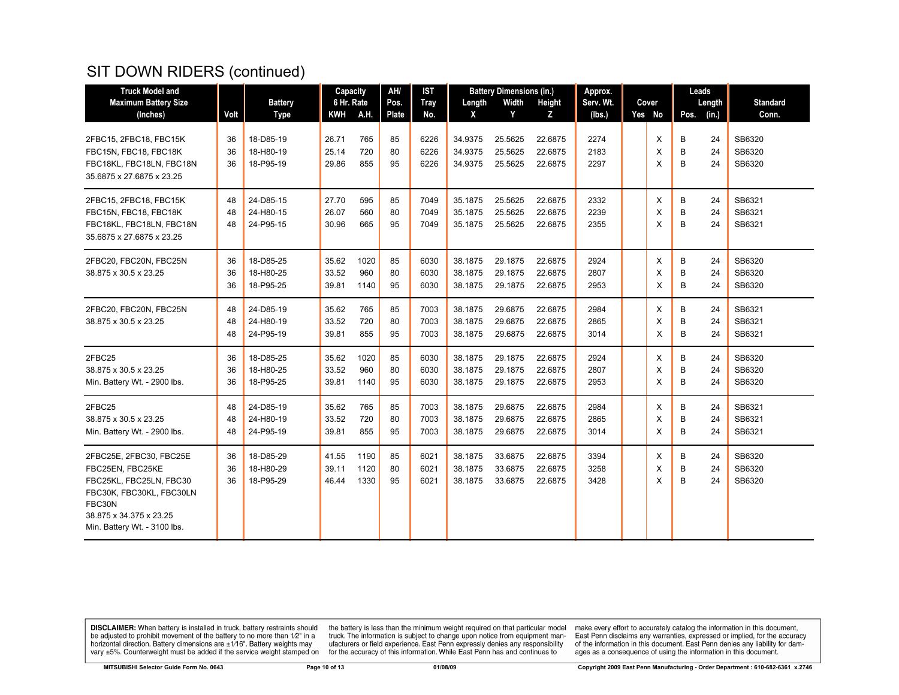# SIT DOWN RIDERS (continued)

| Truck Model and Maximum Battery Size (Inches) | Volt | Battery Type | Capacity 6 Hr. Rate KWH | A.H. | AH/ Pos. Plate | IST Tray No. | Battery Dimensions (in.) Length X | Width Y | Height Z | Approx. Serv. Wt. (lbs.) | Cover Yes | No | Leads Pos. | Length (in.) | Standard Conn. |
|---|---|---|---|---|---|---|---|---|---|---|---|---|---|---|---|
| 2FBC15, 2FBC18, FBC15K | 36 | 18-D85-19 | 26.71 | 765 | 85 | 6226 | 34.9375 | 25.5625 | 22.6875 | 2274 | | X | B | 24 | SB6320 |
| FBC15N, FBC18, FBC18K | 36 | 18-H80-19 | 25.14 | 720 | 80 | 6226 | 34.9375 | 25.5625 | 22.6875 | 2183 | | X | B | 24 | SB6320 |
| FBC18KL, FBC18LN, FBC18N | 36 | 18-P95-19 | 29.86 | 855 | 95 | 6226 | 34.9375 | 25.5625 | 22.6875 | 2297 | | X | B | 24 | SB6320 |
| 35.6875 x 27.6875 x 23.25 | | | | | | | | | | | | | | | |
| 2FBC15, 2FBC18, FBC15K | 48 | 24-D85-15 | 27.70 | 595 | 85 | 7049 | 35.1875 | 25.5625 | 22.6875 | 2332 | | X | B | 24 | SB6321 |
| FBC15N, FBC18, FBC18K | 48 | 24-H80-15 | 26.07 | 560 | 80 | 7049 | 35.1875 | 25.5625 | 22.6875 | 2239 | | X | B | 24 | SB6321 |
| FBC18KL, FBC18LN, FBC18N | 48 | 24-P95-15 | 30.96 | 665 | 95 | 7049 | 35.1875 | 25.5625 | 22.6875 | 2355 | | X | B | 24 | SB6321 |
| 35.6875 x 27.6875 x 23.25 | | | | | | | | | | | | | | | |
| 2FBC20, FBC20N, FBC25N | 36 | 18-D85-25 | 35.62 | 1020 | 85 | 6030 | 38.1875 | 29.1875 | 22.6875 | 2924 | | X | B | 24 | SB6320 |
| 38.875 x 30.5 x 23.25 | 36 | 18-H80-25 | 33.52 | 960 | 80 | 6030 | 38.1875 | 29.1875 | 22.6875 | 2807 | | X | B | 24 | SB6320 |
| | 36 | 18-P95-25 | 39.81 | 1140 | 95 | 6030 | 38.1875 | 29.1875 | 22.6875 | 2953 | | X | B | 24 | SB6320 |
| 2FBC20, FBC20N, FBC25N | 48 | 24-D85-19 | 35.62 | 765 | 85 | 7003 | 38.1875 | 29.6875 | 22.6875 | 2984 | | X | B | 24 | SB6321 |
| 38.875 x 30.5 x 23.25 | 48 | 24-H80-19 | 33.52 | 720 | 80 | 7003 | 38.1875 | 29.6875 | 22.6875 | 2865 | | X | B | 24 | SB6321 |
| | 48 | 24-P95-19 | 39.81 | 855 | 95 | 7003 | 38.1875 | 29.6875 | 22.6875 | 3014 | | X | B | 24 | SB6321 |
| 2FBC25 | 36 | 18-D85-25 | 35.62 | 1020 | 85 | 6030 | 38.1875 | 29.1875 | 22.6875 | 2924 | | X | B | 24 | SB6320 |
| 38.875 x 30.5 x 23.25 | 36 | 18-H80-25 | 33.52 | 960 | 80 | 6030 | 38.1875 | 29.1875 | 22.6875 | 2807 | | X | B | 24 | SB6320 |
| Min. Battery Wt. - 2900 lbs. | 36 | 18-P95-25 | 39.81 | 1140 | 95 | 6030 | 38.1875 | 29.1875 | 22.6875 | 2953 | | X | B | 24 | SB6320 |
| 2FBC25 | 48 | 24-D85-19 | 35.62 | 765 | 85 | 7003 | 38.1875 | 29.6875 | 22.6875 | 2984 | | X | B | 24 | SB6321 |
| 38.875 x 30.5 x 23.25 | 48 | 24-H80-19 | 33.52 | 720 | 80 | 7003 | 38.1875 | 29.6875 | 22.6875 | 2865 | | X | B | 24 | SB6321 |
| Min. Battery Wt. - 2900 lbs. | 48 | 24-P95-19 | 39.81 | 855 | 95 | 7003 | 38.1875 | 29.6875 | 22.6875 | 3014 | | X | B | 24 | SB6321 |
| 2FBC25E, 2FBC30, FBC25E | 36 | 18-D85-29 | 41.55 | 1190 | 85 | 6021 | 38.1875 | 33.6875 | 22.6875 | 3394 | | X | B | 24 | SB6320 |
| FBC25EN, FBC25KE | 36 | 18-H80-29 | 39.11 | 1120 | 80 | 6021 | 38.1875 | 33.6875 | 22.6875 | 3258 | | X | B | 24 | SB6320 |
| FBC25KL, FBC25LN, FBC30 | 36 | 18-P95-29 | 46.44 | 1330 | 95 | 6021 | 38.1875 | 33.6875 | 22.6875 | 3428 | | X | B | 24 | SB6320 |
| FBC30K, FBC30KL, FBC30LN | | | | | | | | | | | | | | | |
| FBC30N | | | | | | | | | | | | | | | |
| 38.875 x 34.375 x 23.25 | | | | | | | | | | | | | | | |
| Min. Battery Wt. - 3100 lbs. | | | | | | | | | | | | | | | |

**DISCLAIMER:** When battery is installed in truck, battery restraints should be adjusted to prohibit movement of the battery to no more than 1⁄2" in a horizontal direction. Battery dimensions are ±1⁄16". Battery weights may vary ±5%. Counterweight must be added if the service weight stamped on the battery is less than the minimum weight required on that particular model truck. The information is subject to change upon notice from equipment manufacturers or field experience. East Penn expressly denies any responsibility for the accuracy of this information. While East Penn has and continues to make every effort to accurately catalog the information in this document, East Penn disclaims any warranties, expressed or implied, for the accuracy of the information in this document. East Penn denies any liability for damages as a consequence of using the information in this document.

MITSUBISHI Selector Guide Form No. 0643 &nbsp;&nbsp; 01/08/09 &nbsp;&nbsp; Copyright 2009 East Penn Manufacturing - Order Department : 610-682-6361 x.2746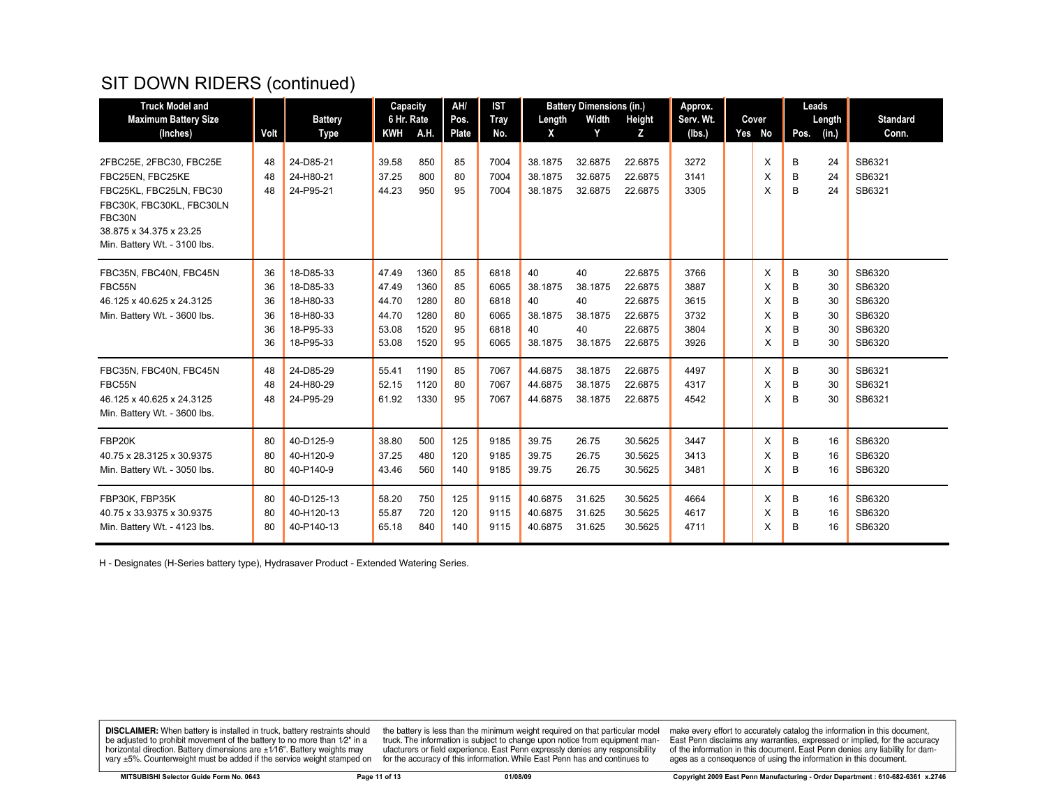# SIT DOWN RIDERS (continued)

| Truck Model and Maximum Battery Size (Inches) | Volt | Battery Type | Capacity 6 Hr. Rate KWH | A.H. | AH/ Pos. Plate | IST Tray No. | Battery Dimensions (in.) Length X | Width Y | Height Z | Approx. Serv. Wt. (lbs.) | Cover Yes | No | Leads Pos. | Length (in.) | Standard Conn. |
|---|---|---|---|---|---|---|---|---|---|---|---|---|---|---|---|
| 2FBC25E, 2FBC30, FBC25E | 48 | 24-D85-21 | 39.58 | 850 | 85 | 7004 | 38.1875 | 32.6875 | 22.6875 | 3272 | | X | B | 24 | SB6321 |
| FBC25EN, FBC25KE | 48 | 24-H80-21 | 37.25 | 800 | 80 | 7004 | 38.1875 | 32.6875 | 22.6875 | 3141 | | X | B | 24 | SB6321 |
| FBC25KL, FBC25LN, FBC30 | 48 | 24-P95-21 | 44.23 | 950 | 95 | 7004 | 38.1875 | 32.6875 | 22.6875 | 3305 | | X | B | 24 | SB6321 |
| FBC30K, FBC30KL, FBC30LN | | | | | | | | | | | | | | | |
| FBC30N | | | | | | | | | | | | | | | |
| 38.875 x 34.375 x 23.25 | | | | | | | | | | | | | | | |
| Min. Battery Wt. - 3100 lbs. | | | | | | | | | | | | | | | |
| FBC35N, FBC40N, FBC45N | 36 | 18-D85-33 | 47.49 | 1360 | 85 | 6818 | 40 | 40 | 22.6875 | 3766 | | X | B | 30 | SB6320 |
| FBC55N | 36 | 18-D85-33 | 47.49 | 1360 | 85 | 6065 | 38.1875 | 38.1875 | 22.6875 | 3887 | | X | B | 30 | SB6320 |
| 46.125 x 40.625 x 24.3125 | 36 | 18-H80-33 | 44.70 | 1280 | 80 | 6818 | 40 | 40 | 22.6875 | 3615 | | X | B | 30 | SB6320 |
| Min. Battery Wt. - 3600 lbs. | 36 | 18-H80-33 | 44.70 | 1280 | 80 | 6065 | 38.1875 | 38.1875 | 22.6875 | 3732 | | X | B | 30 | SB6320 |
| | 36 | 18-P95-33 | 53.08 | 1520 | 95 | 6818 | 40 | 40 | 22.6875 | 3804 | | X | B | 30 | SB6320 |
| | 36 | 18-P95-33 | 53.08 | 1520 | 95 | 6065 | 38.1875 | 38.1875 | 22.6875 | 3926 | | X | B | 30 | SB6320 |
| FBC35N, FBC40N, FBC45N | 48 | 24-D85-29 | 55.41 | 1190 | 85 | 7067 | 44.6875 | 38.1875 | 22.6875 | 4497 | | X | B | 30 | SB6321 |
| FBC55N | 48 | 24-H80-29 | 52.15 | 1120 | 80 | 7067 | 44.6875 | 38.1875 | 22.6875 | 4317 | | X | B | 30 | SB6321 |
| 46.125 x 40.625 x 24.3125 | 48 | 24-P95-29 | 61.92 | 1330 | 95 | 7067 | 44.6875 | 38.1875 | 22.6875 | 4542 | | X | B | 30 | SB6321 |
| Min. Battery Wt. - 3600 lbs. | | | | | | | | | | | | | | | |
| FBP20K | 80 | 40-D125-9 | 38.80 | 500 | 125 | 9185 | 39.75 | 26.75 | 30.5625 | 3447 | | X | B | 16 | SB6320 |
| 40.75 x 28.3125 x 30.9375 | 80 | 40-H120-9 | 37.25 | 480 | 120 | 9185 | 39.75 | 26.75 | 30.5625 | 3413 | | X | B | 16 | SB6320 |
| Min. Battery Wt. - 3050 lbs. | 80 | 40-P140-9 | 43.46 | 560 | 140 | 9185 | 39.75 | 26.75 | 30.5625 | 3481 | | X | B | 16 | SB6320 |
| FBP30K, FBP35K | 80 | 40-D125-13 | 58.20 | 750 | 125 | 9115 | 40.6875 | 31.625 | 30.5625 | 4664 | | X | B | 16 | SB6320 |
| 40.75 x 33.9375 x 30.9375 | 80 | 40-H120-13 | 55.87 | 720 | 120 | 9115 | 40.6875 | 31.625 | 30.5625 | 4617 | | X | B | 16 | SB6320 |
| Min. Battery Wt. - 4123 lbs. | 80 | 40-P140-13 | 65.18 | 840 | 140 | 9115 | 40.6875 | 31.625 | 30.5625 | 4711 | | X | B | 16 | SB6320 |

H - Designates (H-Series battery type), Hydrasaver Product - Extended Watering Series.

**DISCLAIMER:** When battery is installed in truck, battery restraints should be adjusted to prohibit movement of the battery to no more than 1⁄2" in a horizontal direction. Battery dimensions are ±1⁄16". Battery weights may vary ±5%. Counterweight must be added if the service weight stamped on the battery is less than the minimum weight required on that particular model truck. The information is subject to change upon notice from equipment manufacturers or field experience. East Penn expressly denies any responsibility for the accuracy of this information. While East Penn has and continues to make every effort to accurately catalog the information in this document, East Penn disclaims any warranties, expressed or implied, for the accuracy of the information in this document. East Penn denies any liability for damages as a consequence of using the information in this document.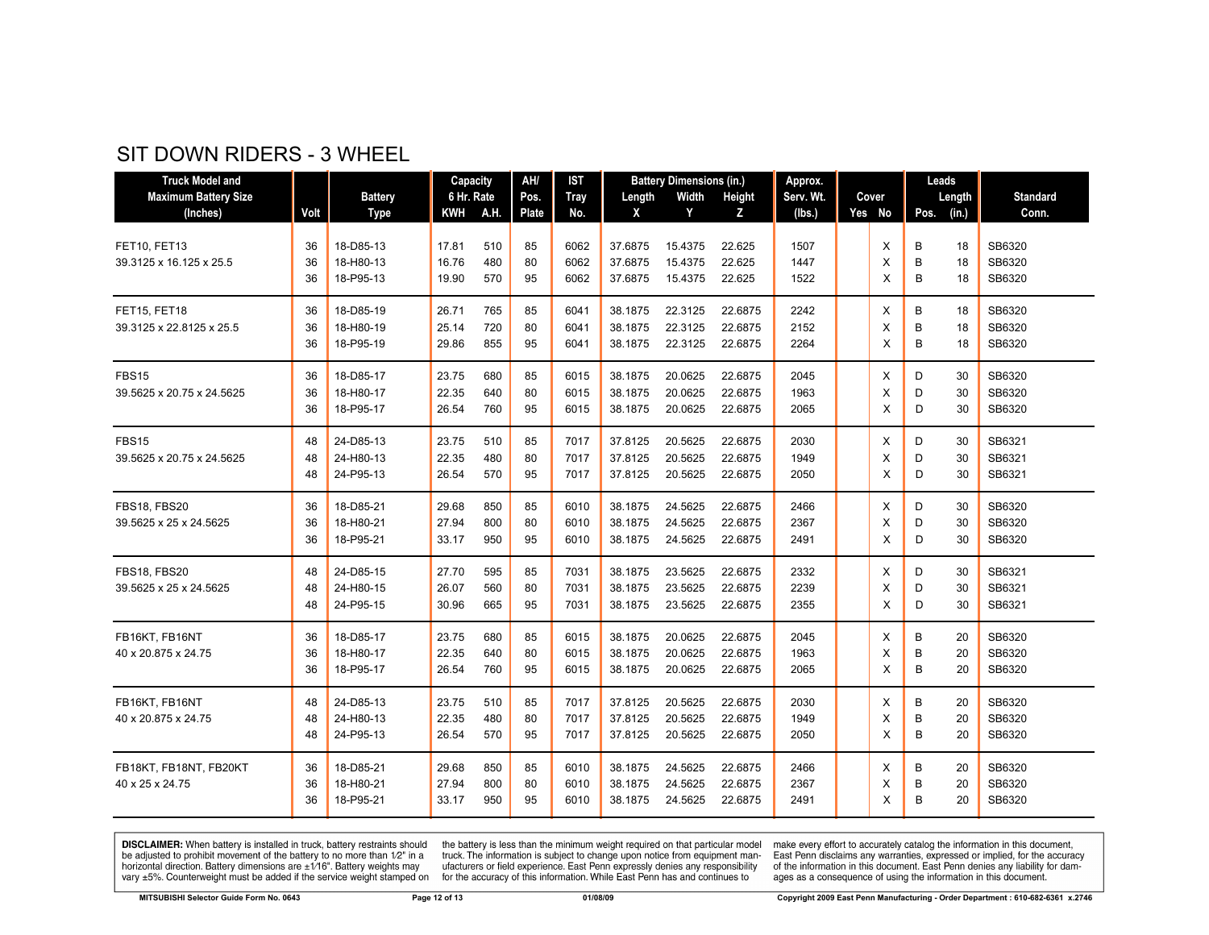# SIT DOWN RIDERS - 3 WHEEL

| Truck Model and Maximum Battery Size (Inches) | Volt | Battery Type | Capacity 6 Hr. Rate KWH | Capacity 6 Hr. Rate A.H. | AH/ Pos. Plate | IST Tray No. | Battery Dimensions (in.) Length X | Battery Dimensions (in.) Width Y | Battery Dimensions (in.) Height Z | Approx. Serv. Wt. (lbs.) | Cover Yes | Cover No | Leads Pos. | Leads Length (in.) | Standard Conn. |
|---|---|---|---|---|---|---|---|---|---|---|---|---|---|---|---|
| FET10, FET13 | 36 | 18-D85-13 | 17.81 | 510 | 85 | 6062 | 37.6875 | 15.4375 | 22.625 | 1507 | | X | B | 18 | SB6320 |
| 39.3125 x 16.125 x 25.5 | 36 | 18-H80-13 | 16.76 | 480 | 80 | 6062 | 37.6875 | 15.4375 | 22.625 | 1447 | | X | B | 18 | SB6320 |
| | 36 | 18-P95-13 | 19.90 | 570 | 95 | 6062 | 37.6875 | 15.4375 | 22.625 | 1522 | | X | B | 18 | SB6320 |
| FET15, FET18 | 36 | 18-D85-19 | 26.71 | 765 | 85 | 6041 | 38.1875 | 22.3125 | 22.6875 | 2242 | | X | B | 18 | SB6320 |
| 39.3125 x 22.8125 x 25.5 | 36 | 18-H80-19 | 25.14 | 720 | 80 | 6041 | 38.1875 | 22.3125 | 22.6875 | 2152 | | X | B | 18 | SB6320 |
| | 36 | 18-P95-19 | 29.86 | 855 | 95 | 6041 | 38.1875 | 22.3125 | 22.6875 | 2264 | | X | B | 18 | SB6320 |
| FBS15 | 36 | 18-D85-17 | 23.75 | 680 | 85 | 6015 | 38.1875 | 20.0625 | 22.6875 | 2045 | | X | D | 30 | SB6320 |
| 39.5625 x 20.75 x 24.5625 | 36 | 18-H80-17 | 22.35 | 640 | 80 | 6015 | 38.1875 | 20.0625 | 22.6875 | 1963 | | X | D | 30 | SB6320 |
| | 36 | 18-P95-17 | 26.54 | 760 | 95 | 6015 | 38.1875 | 20.0625 | 22.6875 | 2065 | | X | D | 30 | SB6320 |
| FBS15 | 48 | 24-D85-13 | 23.75 | 510 | 85 | 7017 | 37.8125 | 20.5625 | 22.6875 | 2030 | | X | D | 30 | SB6321 |
| 39.5625 x 20.75 x 24.5625 | 48 | 24-H80-13 | 22.35 | 480 | 80 | 7017 | 37.8125 | 20.5625 | 22.6875 | 1949 | | X | D | 30 | SB6321 |
| | 48 | 24-P95-13 | 26.54 | 570 | 95 | 7017 | 37.8125 | 20.5625 | 22.6875 | 2050 | | X | D | 30 | SB6321 |
| FBS18, FBS20 | 36 | 18-D85-21 | 29.68 | 850 | 85 | 6010 | 38.1875 | 24.5625 | 22.6875 | 2466 | | X | D | 30 | SB6320 |
| 39.5625 x 25 x 24.5625 | 36 | 18-H80-21 | 27.94 | 800 | 80 | 6010 | 38.1875 | 24.5625 | 22.6875 | 2367 | | X | D | 30 | SB6320 |
| | 36 | 18-P95-21 | 33.17 | 950 | 95 | 6010 | 38.1875 | 24.5625 | 22.6875 | 2491 | | X | D | 30 | SB6320 |
| FBS18, FBS20 | 48 | 24-D85-15 | 27.70 | 595 | 85 | 7031 | 38.1875 | 23.5625 | 22.6875 | 2332 | | X | D | 30 | SB6321 |
| 39.5625 x 25 x 24.5625 | 48 | 24-H80-15 | 26.07 | 560 | 80 | 7031 | 38.1875 | 23.5625 | 22.6875 | 2239 | | X | D | 30 | SB6321 |
| | 48 | 24-P95-15 | 30.96 | 665 | 95 | 7031 | 38.1875 | 23.5625 | 22.6875 | 2355 | | X | D | 30 | SB6321 |
| FB16KT, FB16NT | 36 | 18-D85-17 | 23.75 | 680 | 85 | 6015 | 38.1875 | 20.0625 | 22.6875 | 2045 | | X | B | 20 | SB6320 |
| 40 x 20.875 x 24.75 | 36 | 18-H80-17 | 22.35 | 640 | 80 | 6015 | 38.1875 | 20.0625 | 22.6875 | 1963 | | X | B | 20 | SB6320 |
| | 36 | 18-P95-17 | 26.54 | 760 | 95 | 6015 | 38.1875 | 20.0625 | 22.6875 | 2065 | | X | B | 20 | SB6320 |
| FB16KT, FB16NT | 48 | 24-D85-13 | 23.75 | 510 | 85 | 7017 | 37.8125 | 20.5625 | 22.6875 | 2030 | | X | B | 20 | SB6320 |
| 40 x 20.875 x 24.75 | 48 | 24-H80-13 | 22.35 | 480 | 80 | 7017 | 37.8125 | 20.5625 | 22.6875 | 1949 | | X | B | 20 | SB6320 |
| | 48 | 24-P95-13 | 26.54 | 570 | 95 | 7017 | 37.8125 | 20.5625 | 22.6875 | 2050 | | X | B | 20 | SB6320 |
| FB18KT, FB18NT, FB20KT | 36 | 18-D85-21 | 29.68 | 850 | 85 | 6010 | 38.1875 | 24.5625 | 22.6875 | 2466 | | X | B | 20 | SB6320 |
| 40 x 25 x 24.75 | 36 | 18-H80-21 | 27.94 | 800 | 80 | 6010 | 38.1875 | 24.5625 | 22.6875 | 2367 | | X | B | 20 | SB6320 |
| | 36 | 18-P95-21 | 33.17 | 950 | 95 | 6010 | 38.1875 | 24.5625 | 22.6875 | 2491 | | X | B | 20 | SB6320 |

**DISCLAIMER:** When battery is installed in truck, battery restraints should be adjusted to prohibit movement of the battery to no more than 1⁄2" in a horizontal direction. Battery dimensions are ±1⁄16". Battery weights may vary ±5%. Counterweight must be added if the service weight stamped on the battery is less than the minimum weight required on that particular model truck. The information is subject to change upon notice from equipment manufacturers or field experience. East Penn expressly denies any responsibility for the accuracy of this information. While East Penn has and continues to make every effort to accurately catalog the information in this document, East Penn disclaims any warranties, expressed or implied, for the accuracy of the information in this document. East Penn denies any liability for damages as a consequence of using the information in this document.

MITSUBISHI Selector Guide Form No. 0643 — 01/08/09 — Copyright 2009 East Penn Manufacturing - Order Department : 610-682-6361 x.2746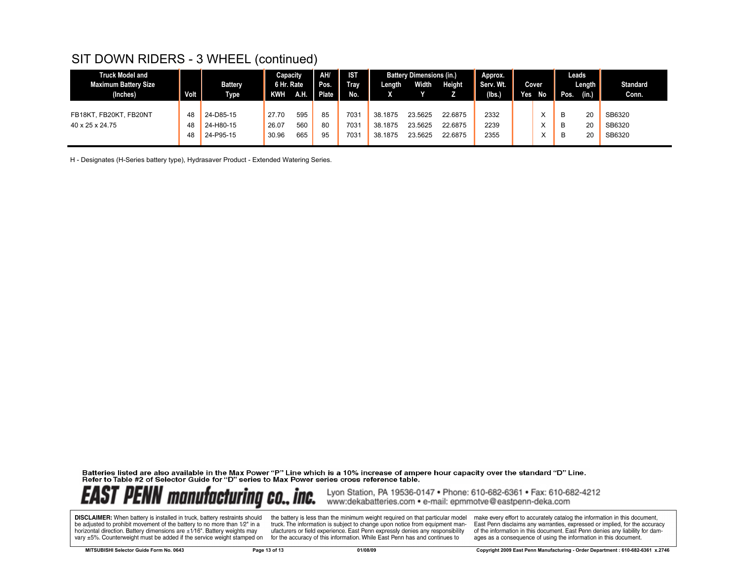## SIT DOWN RIDERS - 3 WHEEL (continued)

| Truck Model and Maximum Battery Size (Inches) | Volt | Battery Type | Capacity 6 Hr. Rate KWH | Capacity 6 Hr. Rate A.H. | AH/ Pos. Plate | IST Tray No. | Battery Dimensions (in.) Length X | Battery Dimensions (in.) Width Y | Battery Dimensions (in.) Height Z | Approx. Serv. Wt. (lbs.) | Cover Yes | Cover No | Leads Pos. | Leads Length (in.) | Standard Conn. |
|---|---|---|---|---|---|---|---|---|---|---|---|---|---|---|---|
| FB18KT, FB20KT, FB20NT | 48 | 24-D85-15 | 27.70 | 595 | 85 | 7031 | 38.1875 | 23.5625 | 22.6875 | 2332 | | X | B | 20 | SB6320 |
| 40 x 25 x 24.75 | 48 | 24-H80-15 | 26.07 | 560 | 80 | 7031 | 38.1875 | 23.5625 | 22.6875 | 2239 | | X | B | 20 | SB6320 |
| | 48 | 24-P95-15 | 30.96 | 665 | 95 | 7031 | 38.1875 | 23.5625 | 22.6875 | 2355 | | X | B | 20 | SB6320 |

H - Designates (H-Series battery type), Hydrasaver Product - Extended Watering Series.

**Batteries listed are also available in the Max Power "P" Line which is a 10% increase of ampere hour capacity over the standard "D" Line. Refer to Table #2 of Selector Guide for "D" series to Max Power series cross reference table.**

**EAST PENN manufacturing co., inc.** Lyon Station, PA 19536-0147 • Phone: 610-682-6361 • Fax: 610-682-4212
www.dekabatteries.com • e-mail: epmmotve@eastpenn-deka.com

**DISCLAIMER:** When battery is installed in truck, battery restraints should be adjusted to prohibit movement of the battery to no more than 1⁄2" in a horizontal direction. Battery dimensions are ±1⁄16". Battery weights may vary ±5%. Counterweight must be added if the service weight stamped on the battery is less than the minimum weight required on that particular model truck. The information is subject to change upon notice from equipment manufacturers or field experience. East Penn expressly denies any responsibility for the accuracy of this information. While East Penn has and continues to make every effort to accurately catalog the information in this document, East Penn disclaims any warranties, expressed or implied, for the accuracy of the information in this document. East Penn denies any liability for damages as a consequence of using the information in this document.

MITSUBISHI Selector Guide Form No. 0643 | 01/08/09 | Copyright 2009 East Penn Manufacturing - Order Department : 610-682-6361 x.2746